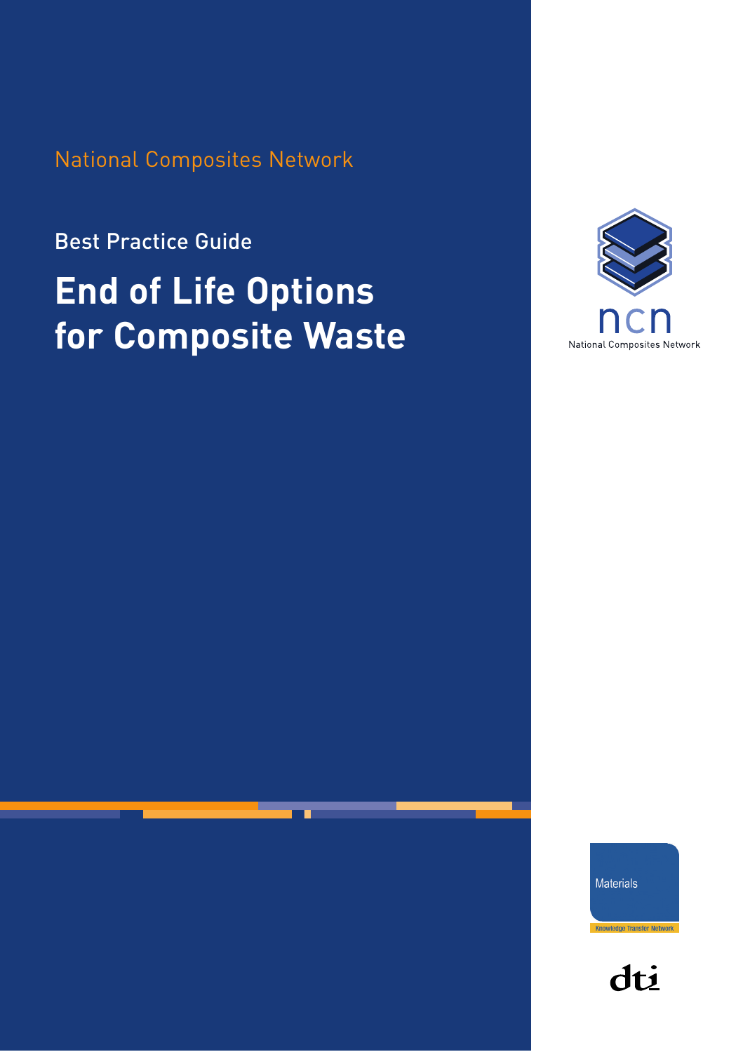National Composites Network

Best Practice Guide

# End of Life Options for Composite Waste

ncn

National Composites Network

Materials

Knowledge Transfer Network

dti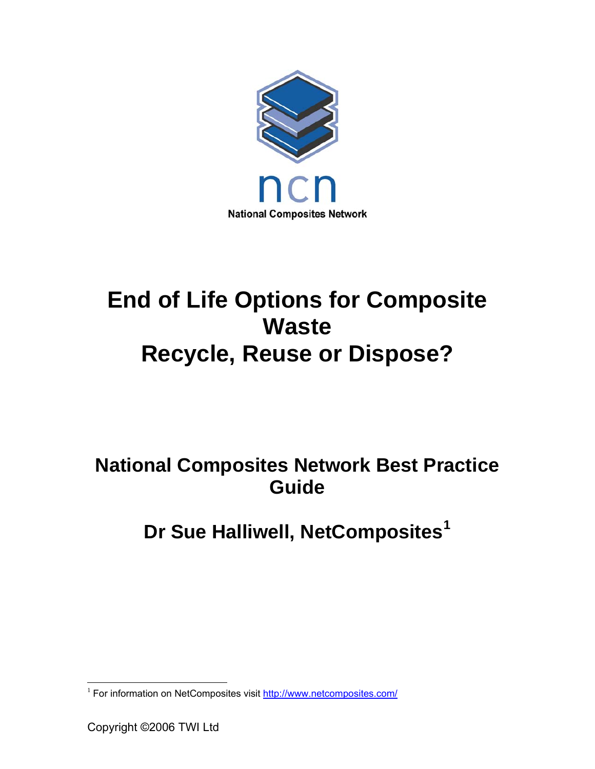ncn

National Composites Network

# End of Life Options for Composite Waste
# Recycle, Reuse or Dispose?

## National Composites Network Best Practice Guide

## Dr Sue Halliwell, NetComposites[1]

[1] For information on NetComposites visit http://www.netcomposites.com/

Copyright ©2006 TWI Ltd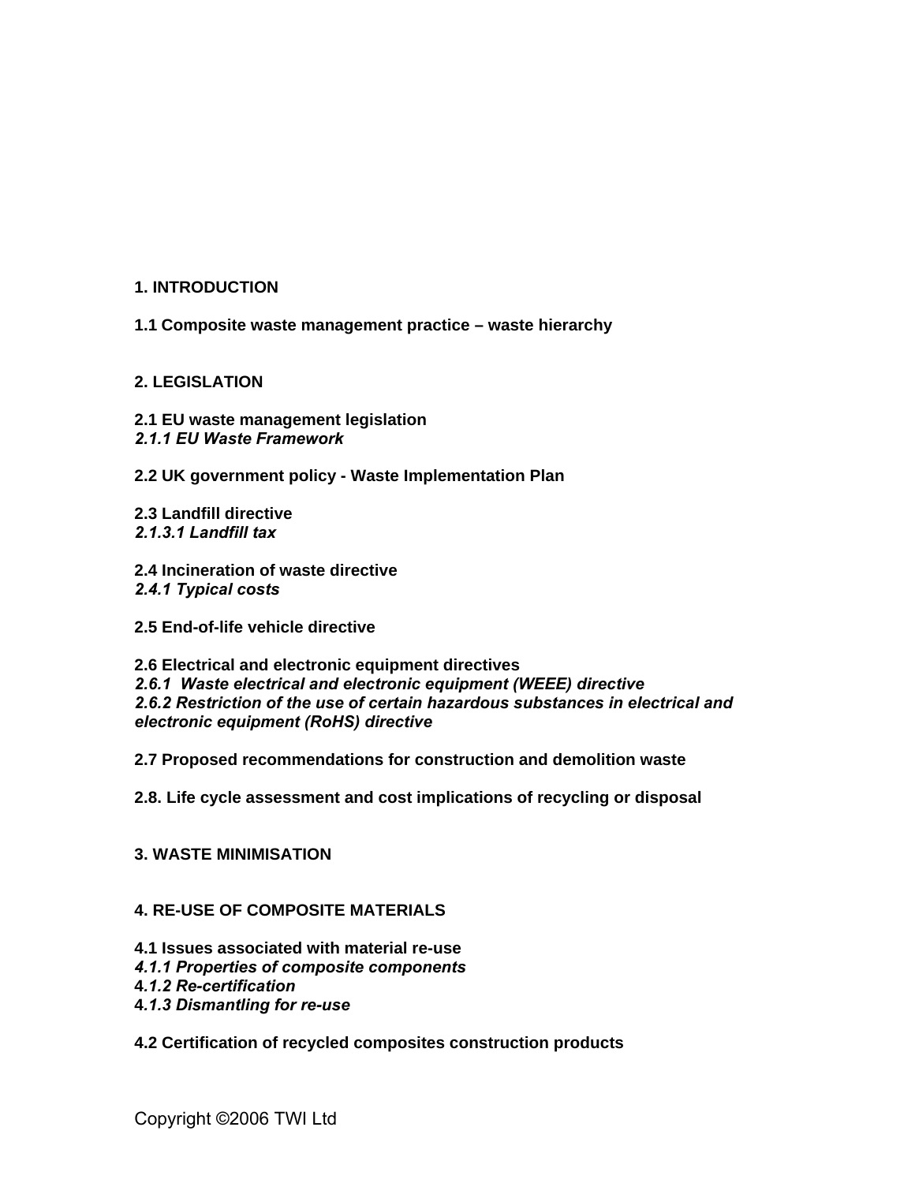**1. INTRODUCTION**

**1.1 Composite waste management practice – waste hierarchy**

**2. LEGISLATION**

**2.1 EU waste management legislation**
***2.1.1 EU Waste Framework***

**2.2 UK government policy - Waste Implementation Plan**

**2.3 Landfill directive**
***2.1.3.1 Landfill tax***

**2.4 Incineration of waste directive**
***2.4.1 Typical costs***

**2.5 End-of-life vehicle directive**

**2.6 Electrical and electronic equipment directives**
***2.6.1 Waste electrical and electronic equipment (WEEE) directive***
***2.6.2 Restriction of the use of certain hazardous substances in electrical and electronic equipment (RoHS) directive***

**2.7 Proposed recommendations for construction and demolition waste**

**2.8. Life cycle assessment and cost implications of recycling or disposal**

**3. WASTE MINIMISATION**

**4. RE-USE OF COMPOSITE MATERIALS**

**4.1 Issues associated with material re-use**
***4.1.1 Properties of composite components***
***4.1.2 Re-certification***
***4.1.3 Dismantling for re-use***

**4.2 Certification of recycled composites construction products**

Copyright ©2006 TWI Ltd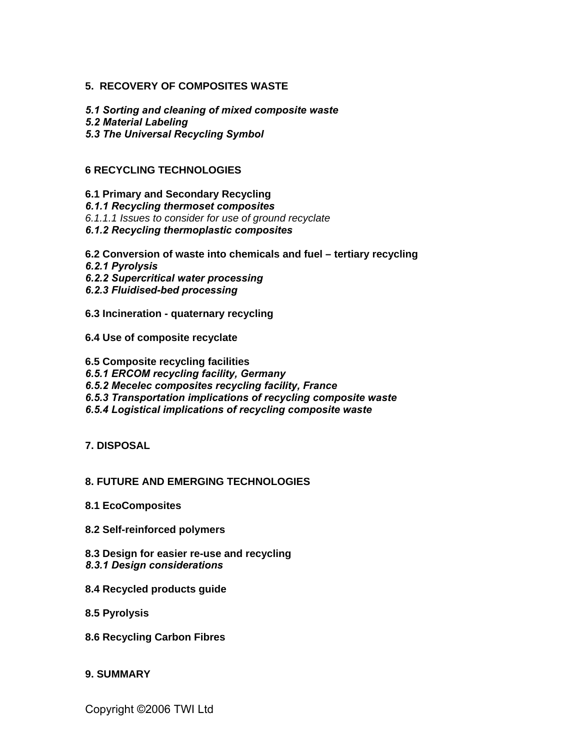**5. RECOVERY OF COMPOSITES WASTE**

***5.1 Sorting and cleaning of mixed composite waste***
***5.2 Material Labeling***
***5.3 The Universal Recycling Symbol***

**6 RECYCLING TECHNOLOGIES**

**6.1 Primary and Secondary Recycling**
***6.1.1 Recycling thermoset composites***
*6.1.1.1 Issues to consider for use of ground recyclate*
***6.1.2 Recycling thermoplastic composites***

**6.2 Conversion of waste into chemicals and fuel – tertiary recycling**
***6.2.1 Pyrolysis***
***6.2.2 Supercritical water processing***
***6.2.3 Fluidised-bed processing***

**6.3 Incineration - quaternary recycling**

**6.4 Use of composite recyclate**

**6.5 Composite recycling facilities**
***6.5.1 ERCOM recycling facility, Germany***
***6.5.2 Mecelec composites recycling facility, France***
***6.5.3 Transportation implications of recycling composite waste***
***6.5.4 Logistical implications of recycling composite waste***

**7. DISPOSAL**

**8. FUTURE AND EMERGING TECHNOLOGIES**

**8.1 EcoComposites**

**8.2 Self-reinforced polymers**

**8.3 Design for easier re-use and recycling**
***8.3.1 Design considerations***

**8.4 Recycled products guide**

**8.5 Pyrolysis**

**8.6 Recycling Carbon Fibres**

**9. SUMMARY**

Copyright ©2006 TWI Ltd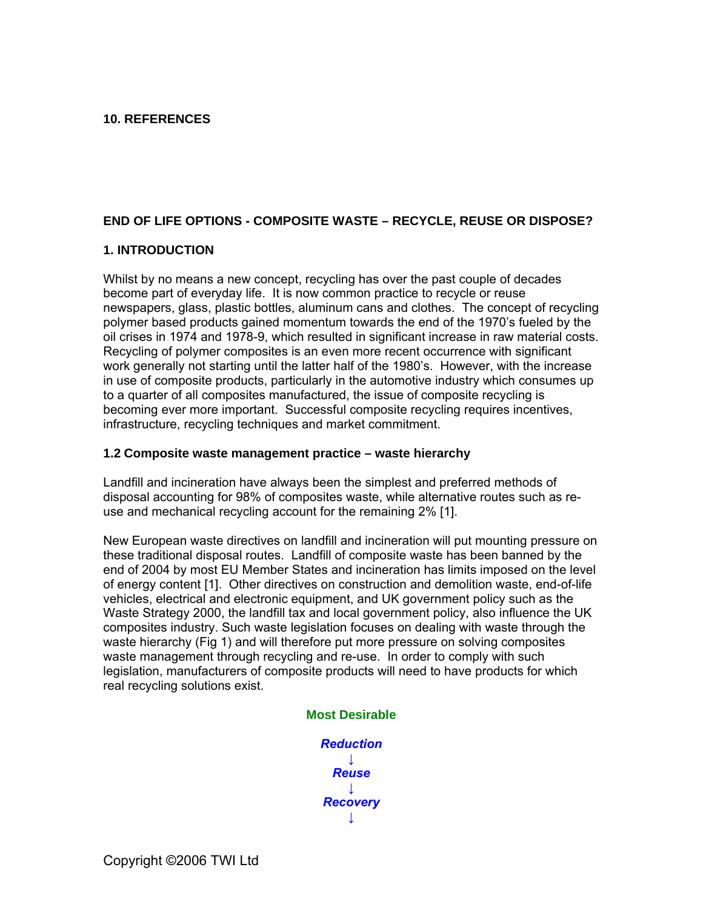**10. REFERENCES**

## END OF LIFE OPTIONS - COMPOSITE WASTE – RECYCLE, REUSE OR DISPOSE?

### 1. INTRODUCTION

Whilst by no means a new concept, recycling has over the past couple of decades become part of everyday life. It is now common practice to recycle or reuse newspapers, glass, plastic bottles, aluminum cans and clothes. The concept of recycling polymer based products gained momentum towards the end of the 1970's fueled by the oil crises in 1974 and 1978-9, which resulted in significant increase in raw material costs. Recycling of polymer composites is an even more recent occurrence with significant work generally not starting until the latter half of the 1980's. However, with the increase in use of composite products, particularly in the automotive industry which consumes up to a quarter of all composites manufactured, the issue of composite recycling is becoming ever more important. Successful composite recycling requires incentives, infrastructure, recycling techniques and market commitment.

### 1.2 Composite waste management practice – waste hierarchy

Landfill and incineration have always been the simplest and preferred methods of disposal accounting for 98% of composites waste, while alternative routes such as re-use and mechanical recycling account for the remaining 2% [1].

New European waste directives on landfill and incineration will put mounting pressure on these traditional disposal routes. Landfill of composite waste has been banned by the end of 2004 by most EU Member States and incineration has limits imposed on the level of energy content [1]. Other directives on construction and demolition waste, end-of-life vehicles, electrical and electronic equipment, and UK government policy such as the Waste Strategy 2000, the landfill tax and local government policy, also influence the UK composites industry. Such waste legislation focuses on dealing with waste through the waste hierarchy (Fig 1) and will therefore put more pressure on solving composites waste management through recycling and re-use. In order to comply with such legislation, manufacturers of composite products will need to have products for which real recycling solutions exist.

**Most Desirable**

***Reduction***
↓
***Reuse***
↓
***Recovery***
↓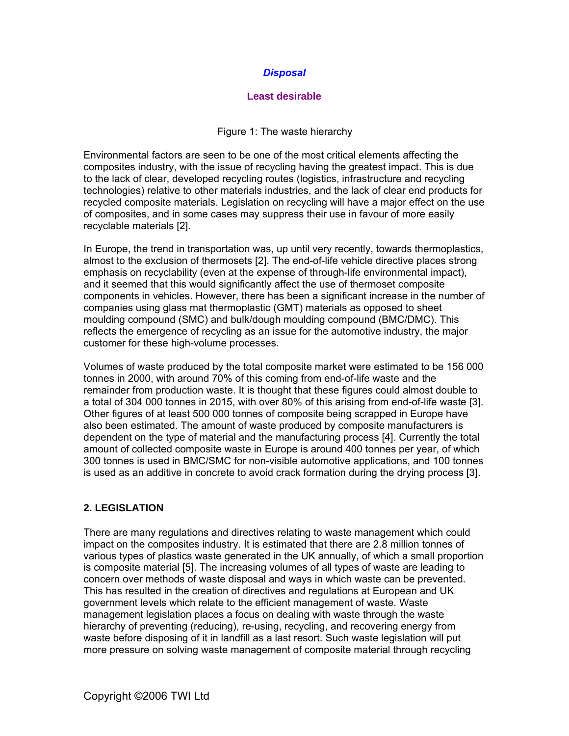*Disposal*

**Least desirable**

Figure 1: The waste hierarchy

Environmental factors are seen to be one of the most critical elements affecting the composites industry, with the issue of recycling having the greatest impact. This is due to the lack of clear, developed recycling routes (logistics, infrastructure and recycling technologies) relative to other materials industries, and the lack of clear end products for recycled composite materials. Legislation on recycling will have a major effect on the use of composites, and in some cases may suppress their use in favour of more easily recyclable materials [2].

In Europe, the trend in transportation was, up until very recently, towards thermoplastics, almost to the exclusion of thermosets [2]. The end-of-life vehicle directive places strong emphasis on recyclability (even at the expense of through-life environmental impact), and it seemed that this would significantly affect the use of thermoset composite components in vehicles. However, there has been a significant increase in the number of companies using glass mat thermoplastic (GMT) materials as opposed to sheet moulding compound (SMC) and bulk/dough moulding compound (BMC/DMC). This reflects the emergence of recycling as an issue for the automotive industry, the major customer for these high-volume processes.

Volumes of waste produced by the total composite market were estimated to be 156 000 tonnes in 2000, with around 70% of this coming from end-of-life waste and the remainder from production waste. It is thought that these figures could almost double to a total of 304 000 tonnes in 2015, with over 80% of this arising from end-of-life waste [3]. Other figures of at least 500 000 tonnes of composite being scrapped in Europe have also been estimated. The amount of waste produced by composite manufacturers is dependent on the type of material and the manufacturing process [4]. Currently the total amount of collected composite waste in Europe is around 400 tonnes per year, of which 300 tonnes is used in BMC/SMC for non-visible automotive applications, and 100 tonnes is used as an additive in concrete to avoid crack formation during the drying process [3].

## 2. LEGISLATION

There are many regulations and directives relating to waste management which could impact on the composites industry. It is estimated that there are 2.8 million tonnes of various types of plastics waste generated in the UK annually, of which a small proportion is composite material [5]. The increasing volumes of all types of waste are leading to concern over methods of waste disposal and ways in which waste can be prevented. This has resulted in the creation of directives and regulations at European and UK government levels which relate to the efficient management of waste. Waste management legislation places a focus on dealing with waste through the waste hierarchy of preventing (reducing), re-using, recycling, and recovering energy from waste before disposing of it in landfill as a last resort. Such waste legislation will put more pressure on solving waste management of composite material through recycling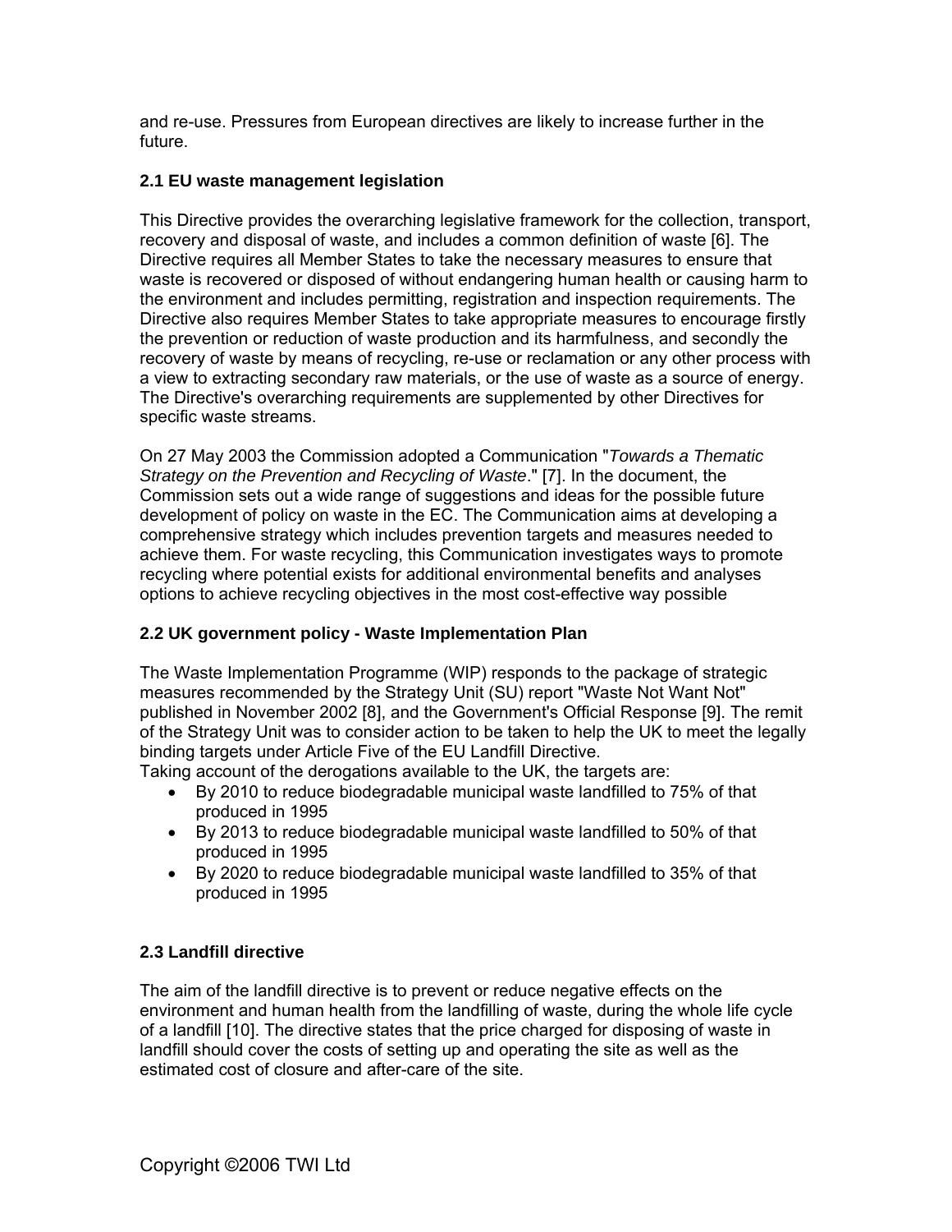and re-use. Pressures from European directives are likely to increase further in the future.

### 2.1 EU waste management legislation

This Directive provides the overarching legislative framework for the collection, transport, recovery and disposal of waste, and includes a common definition of waste [6]. The Directive requires all Member States to take the necessary measures to ensure that waste is recovered or disposed of without endangering human health or causing harm to the environment and includes permitting, registration and inspection requirements. The Directive also requires Member States to take appropriate measures to encourage firstly the prevention or reduction of waste production and its harmfulness, and secondly the recovery of waste by means of recycling, re-use or reclamation or any other process with a view to extracting secondary raw materials, or the use of waste as a source of energy. The Directive's overarching requirements are supplemented by other Directives for specific waste streams.

On 27 May 2003 the Commission adopted a Communication "*Towards a Thematic Strategy on the Prevention and Recycling of Waste*." [7]. In the document, the Commission sets out a wide range of suggestions and ideas for the possible future development of policy on waste in the EC. The Communication aims at developing a comprehensive strategy which includes prevention targets and measures needed to achieve them. For waste recycling, this Communication investigates ways to promote recycling where potential exists for additional environmental benefits and analyses options to achieve recycling objectives in the most cost-effective way possible

### 2.2 UK government policy - Waste Implementation Plan

The Waste Implementation Programme (WIP) responds to the package of strategic measures recommended by the Strategy Unit (SU) report "Waste Not Want Not" published in November 2002 [8], and the Government's Official Response [9]. The remit of the Strategy Unit was to consider action to be taken to help the UK to meet the legally binding targets under Article Five of the EU Landfill Directive.
Taking account of the derogations available to the UK, the targets are:

- By 2010 to reduce biodegradable municipal waste landfilled to 75% of that produced in 1995
- By 2013 to reduce biodegradable municipal waste landfilled to 50% of that produced in 1995
- By 2020 to reduce biodegradable municipal waste landfilled to 35% of that produced in 1995

### 2.3 Landfill directive

The aim of the landfill directive is to prevent or reduce negative effects on the environment and human health from the landfilling of waste, during the whole life cycle of a landfill [10]. The directive states that the price charged for disposing of waste in landfill should cover the costs of setting up and operating the site as well as the estimated cost of closure and after-care of the site.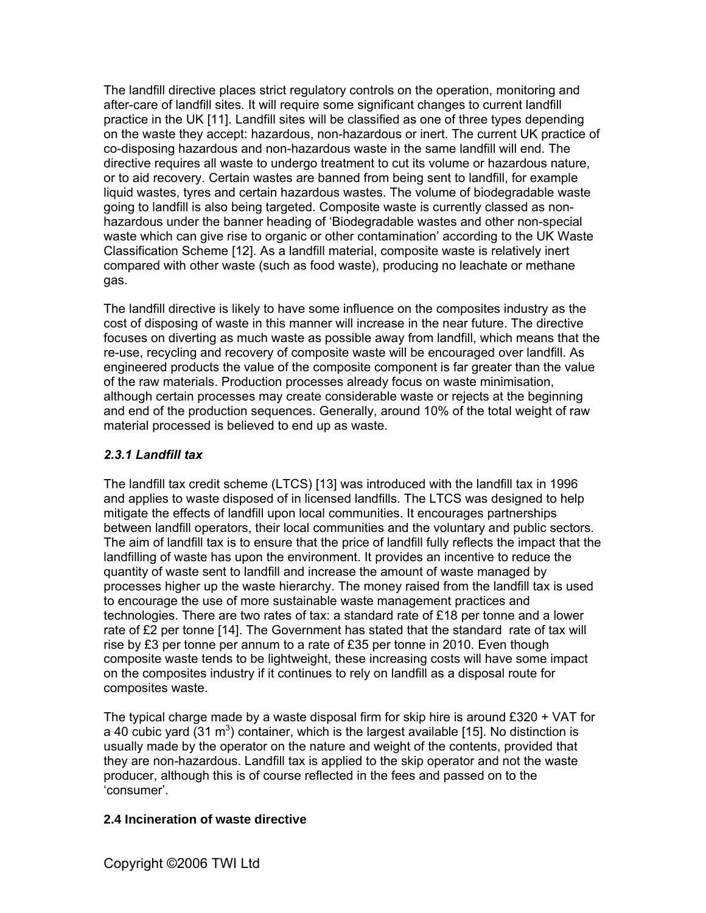The landfill directive places strict regulatory controls on the operation, monitoring and after-care of landfill sites. It will require some significant changes to current landfill practice in the UK [11]. Landfill sites will be classified as one of three types depending on the waste they accept: hazardous, non-hazardous or inert. The current UK practice of co-disposing hazardous and non-hazardous waste in the same landfill will end. The directive requires all waste to undergo treatment to cut its volume or hazardous nature, or to aid recovery. Certain wastes are banned from being sent to landfill, for example liquid wastes, tyres and certain hazardous wastes. The volume of biodegradable waste going to landfill is also being targeted. Composite waste is currently classed as non-hazardous under the banner heading of 'Biodegradable wastes and other non-special waste which can give rise to organic or other contamination' according to the UK Waste Classification Scheme [12]. As a landfill material, composite waste is relatively inert compared with other waste (such as food waste), producing no leachate or methane gas.

The landfill directive is likely to have some influence on the composites industry as the cost of disposing of waste in this manner will increase in the near future. The directive focuses on diverting as much waste as possible away from landfill, which means that the re-use, recycling and recovery of composite waste will be encouraged over landfill. As engineered products the value of the composite component is far greater than the value of the raw materials. Production processes already focus on waste minimisation, although certain processes may create considerable waste or rejects at the beginning and end of the production sequences. Generally, around 10% of the total weight of raw material processed is believed to end up as waste.

### *2.3.1 Landfill tax*

The landfill tax credit scheme (LTCS) [13] was introduced with the landfill tax in 1996 and applies to waste disposed of in licensed landfills. The LTCS was designed to help mitigate the effects of landfill upon local communities. It encourages partnerships between landfill operators, their local communities and the voluntary and public sectors. The aim of landfill tax is to ensure that the price of landfill fully reflects the impact that the landfilling of waste has upon the environment. It provides an incentive to reduce the quantity of waste sent to landfill and increase the amount of waste managed by processes higher up the waste hierarchy. The money raised from the landfill tax is used to encourage the use of more sustainable waste management practices and technologies. There are two rates of tax: a standard rate of £18 per tonne and a lower rate of £2 per tonne [14]. The Government has stated that the standard rate of tax will rise by £3 per tonne per annum to a rate of £35 per tonne in 2010. Even though composite waste tends to be lightweight, these increasing costs will have some impact on the composites industry if it continues to rely on landfill as a disposal route for composites waste.

The typical charge made by a waste disposal firm for skip hire is around £320 + VAT for a 40 cubic yard (31 $m^3$) container, which is the largest available [15]. No distinction is usually made by the operator on the nature and weight of the contents, provided that they are non-hazardous. Landfill tax is applied to the skip operator and not the waste producer, although this is of course reflected in the fees and passed on to the 'consumer'.

## 2.4 Incineration of waste directive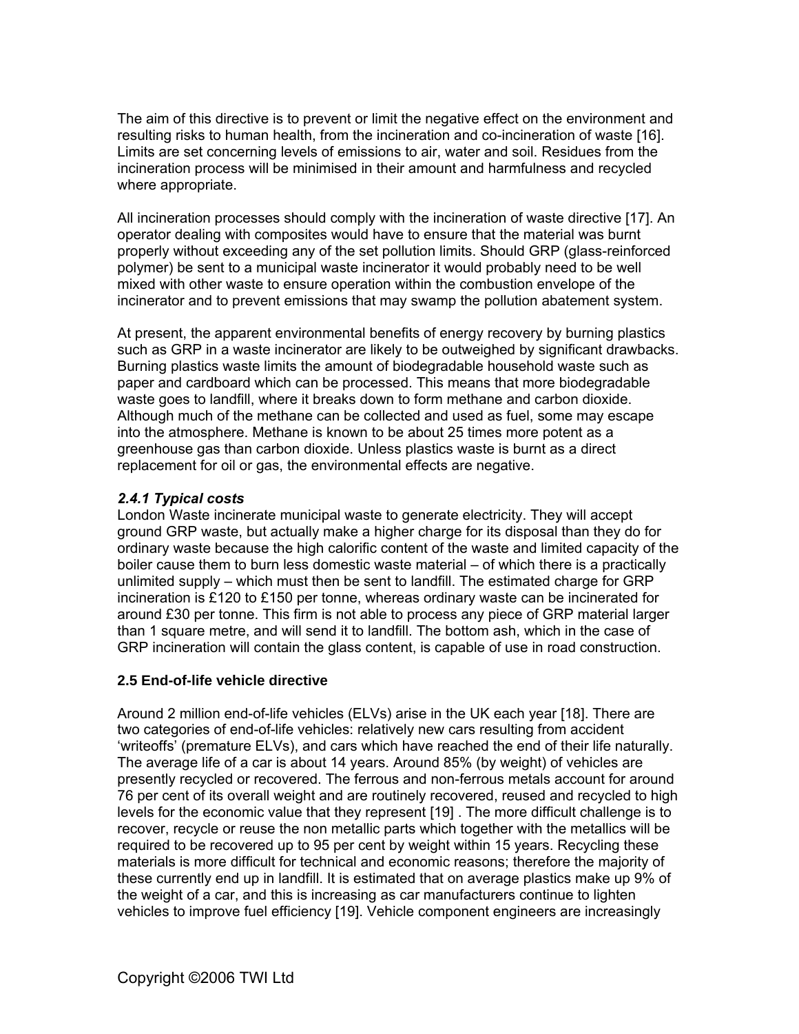The aim of this directive is to prevent or limit the negative effect on the environment and resulting risks to human health, from the incineration and co-incineration of waste [16]. Limits are set concerning levels of emissions to air, water and soil. Residues from the incineration process will be minimised in their amount and harmfulness and recycled where appropriate.

All incineration processes should comply with the incineration of waste directive [17]. An operator dealing with composites would have to ensure that the material was burnt properly without exceeding any of the set pollution limits. Should GRP (glass-reinforced polymer) be sent to a municipal waste incinerator it would probably need to be well mixed with other waste to ensure operation within the combustion envelope of the incinerator and to prevent emissions that may swamp the pollution abatement system.

At present, the apparent environmental benefits of energy recovery by burning plastics such as GRP in a waste incinerator are likely to be outweighed by significant drawbacks. Burning plastics waste limits the amount of biodegradable household waste such as paper and cardboard which can be processed. This means that more biodegradable waste goes to landfill, where it breaks down to form methane and carbon dioxide. Although much of the methane can be collected and used as fuel, some may escape into the atmosphere. Methane is known to be about 25 times more potent as a greenhouse gas than carbon dioxide. Unless plastics waste is burnt as a direct replacement for oil or gas, the environmental effects are negative.

#### *2.4.1 Typical costs*

London Waste incinerate municipal waste to generate electricity. They will accept ground GRP waste, but actually make a higher charge for its disposal than they do for ordinary waste because the high calorific content of the waste and limited capacity of the boiler cause them to burn less domestic waste material – of which there is a practically unlimited supply – which must then be sent to landfill. The estimated charge for GRP incineration is £120 to £150 per tonne, whereas ordinary waste can be incinerated for around £30 per tonne. This firm is not able to process any piece of GRP material larger than 1 square metre, and will send it to landfill. The bottom ash, which in the case of GRP incineration will contain the glass content, is capable of use in road construction.

### 2.5 End-of-life vehicle directive

Around 2 million end-of-life vehicles (ELVs) arise in the UK each year [18]. There are two categories of end-of-life vehicles: relatively new cars resulting from accident 'writeoffs' (premature ELVs), and cars which have reached the end of their life naturally. The average life of a car is about 14 years. Around 85% (by weight) of vehicles are presently recycled or recovered. The ferrous and non-ferrous metals account for around 76 per cent of its overall weight and are routinely recovered, reused and recycled to high levels for the economic value that they represent [19] . The more difficult challenge is to recover, recycle or reuse the non metallic parts which together with the metallics will be required to be recovered up to 95 per cent by weight within 15 years. Recycling these materials is more difficult for technical and economic reasons; therefore the majority of these currently end up in landfill. It is estimated that on average plastics make up 9% of the weight of a car, and this is increasing as car manufacturers continue to lighten vehicles to improve fuel efficiency [19]. Vehicle component engineers are increasingly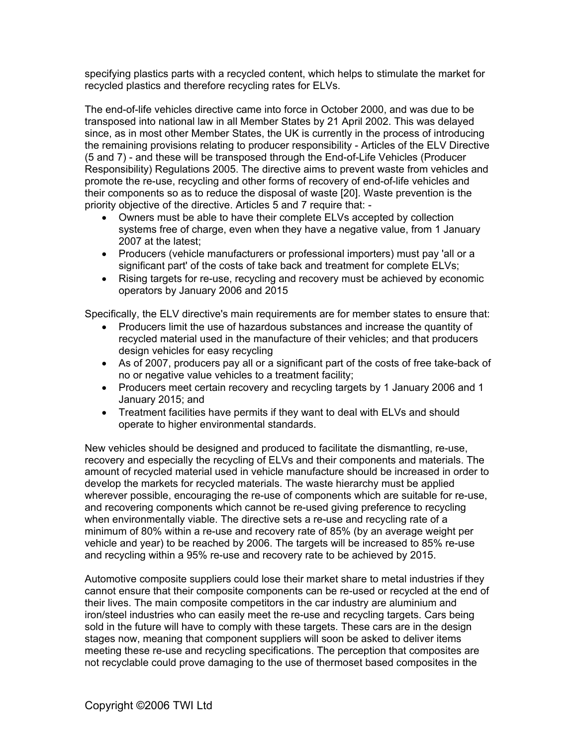specifying plastics parts with a recycled content, which helps to stimulate the market for recycled plastics and therefore recycling rates for ELVs.

The end-of-life vehicles directive came into force in October 2000, and was due to be transposed into national law in all Member States by 21 April 2002. This was delayed since, as in most other Member States, the UK is currently in the process of introducing the remaining provisions relating to producer responsibility - Articles of the ELV Directive (5 and 7) - and these will be transposed through the End-of-Life Vehicles (Producer Responsibility) Regulations 2005. The directive aims to prevent waste from vehicles and promote the re-use, recycling and other forms of recovery of end-of-life vehicles and their components so as to reduce the disposal of waste [20]. Waste prevention is the priority objective of the directive. Articles 5 and 7 require that: -

- Owners must be able to have their complete ELVs accepted by collection systems free of charge, even when they have a negative value, from 1 January 2007 at the latest;
- Producers (vehicle manufacturers or professional importers) must pay 'all or a significant part' of the costs of take back and treatment for complete ELVs;
- Rising targets for re-use, recycling and recovery must be achieved by economic operators by January 2006 and 2015

Specifically, the ELV directive's main requirements are for member states to ensure that:

- Producers limit the use of hazardous substances and increase the quantity of recycled material used in the manufacture of their vehicles; and that producers design vehicles for easy recycling
- As of 2007, producers pay all or a significant part of the costs of free take-back of no or negative value vehicles to a treatment facility;
- Producers meet certain recovery and recycling targets by 1 January 2006 and 1 January 2015; and
- Treatment facilities have permits if they want to deal with ELVs and should operate to higher environmental standards.

New vehicles should be designed and produced to facilitate the dismantling, re-use, recovery and especially the recycling of ELVs and their components and materials. The amount of recycled material used in vehicle manufacture should be increased in order to develop the markets for recycled materials. The waste hierarchy must be applied wherever possible, encouraging the re-use of components which are suitable for re-use, and recovering components which cannot be re-used giving preference to recycling when environmentally viable. The directive sets a re-use and recycling rate of a minimum of 80% within a re-use and recovery rate of 85% (by an average weight per vehicle and year) to be reached by 2006. The targets will be increased to 85% re-use and recycling within a 95% re-use and recovery rate to be achieved by 2015.

Automotive composite suppliers could lose their market share to metal industries if they cannot ensure that their composite components can be re-used or recycled at the end of their lives. The main composite competitors in the car industry are aluminium and iron/steel industries who can easily meet the re-use and recycling targets. Cars being sold in the future will have to comply with these targets. These cars are in the design stages now, meaning that component suppliers will soon be asked to deliver items meeting these re-use and recycling specifications. The perception that composites are not recyclable could prove damaging to the use of thermoset based composites in the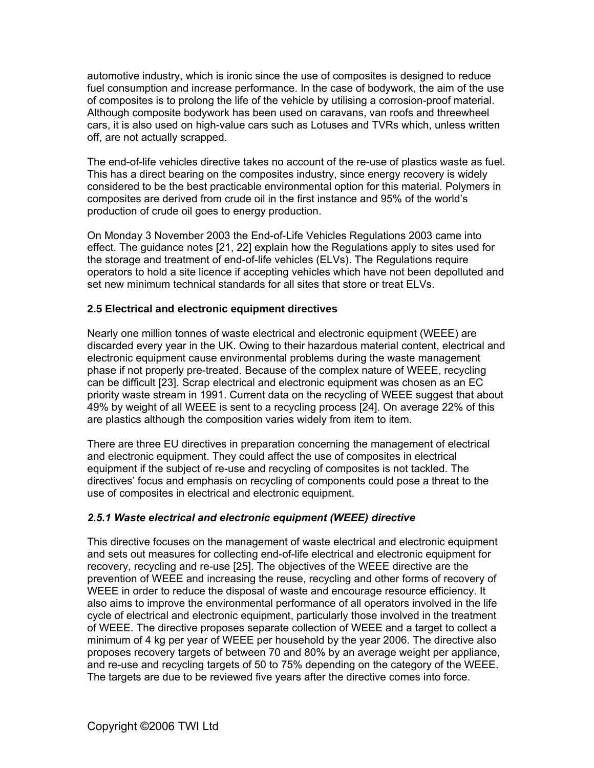automotive industry, which is ironic since the use of composites is designed to reduce fuel consumption and increase performance. In the case of bodywork, the aim of the use of composites is to prolong the life of the vehicle by utilising a corrosion-proof material. Although composite bodywork has been used on caravans, van roofs and threewheel cars, it is also used on high-value cars such as Lotuses and TVRs which, unless written off, are not actually scrapped.

The end-of-life vehicles directive takes no account of the re-use of plastics waste as fuel. This has a direct bearing on the composites industry, since energy recovery is widely considered to be the best practicable environmental option for this material. Polymers in composites are derived from crude oil in the first instance and 95% of the world's production of crude oil goes to energy production.

On Monday 3 November 2003 the End-of-Life Vehicles Regulations 2003 came into effect. The guidance notes [21, 22] explain how the Regulations apply to sites used for the storage and treatment of end-of-life vehicles (ELVs). The Regulations require operators to hold a site licence if accepting vehicles which have not been depolluted and set new minimum technical standards for all sites that store or treat ELVs.

### 2.5 Electrical and electronic equipment directives

Nearly one million tonnes of waste electrical and electronic equipment (WEEE) are discarded every year in the UK. Owing to their hazardous material content, electrical and electronic equipment cause environmental problems during the waste management phase if not properly pre-treated. Because of the complex nature of WEEE, recycling can be difficult [23]. Scrap electrical and electronic equipment was chosen as an EC priority waste stream in 1991. Current data on the recycling of WEEE suggest that about 49% by weight of all WEEE is sent to a recycling process [24]. On average 22% of this are plastics although the composition varies widely from item to item.

There are three EU directives in preparation concerning the management of electrical and electronic equipment. They could affect the use of composites in electrical equipment if the subject of re-use and recycling of composites is not tackled. The directives' focus and emphasis on recycling of components could pose a threat to the use of composites in electrical and electronic equipment.

#### *2.5.1 Waste electrical and electronic equipment (WEEE) directive*

This directive focuses on the management of waste electrical and electronic equipment and sets out measures for collecting end-of-life electrical and electronic equipment for recovery, recycling and re-use [25]. The objectives of the WEEE directive are the prevention of WEEE and increasing the reuse, recycling and other forms of recovery of WEEE in order to reduce the disposal of waste and encourage resource efficiency. It also aims to improve the environmental performance of all operators involved in the life cycle of electrical and electronic equipment, particularly those involved in the treatment of WEEE. The directive proposes separate collection of WEEE and a target to collect a minimum of 4 kg per year of WEEE per household by the year 2006. The directive also proposes recovery targets of between 70 and 80% by an average weight per appliance, and re-use and recycling targets of 50 to 75% depending on the category of the WEEE. The targets are due to be reviewed five years after the directive comes into force.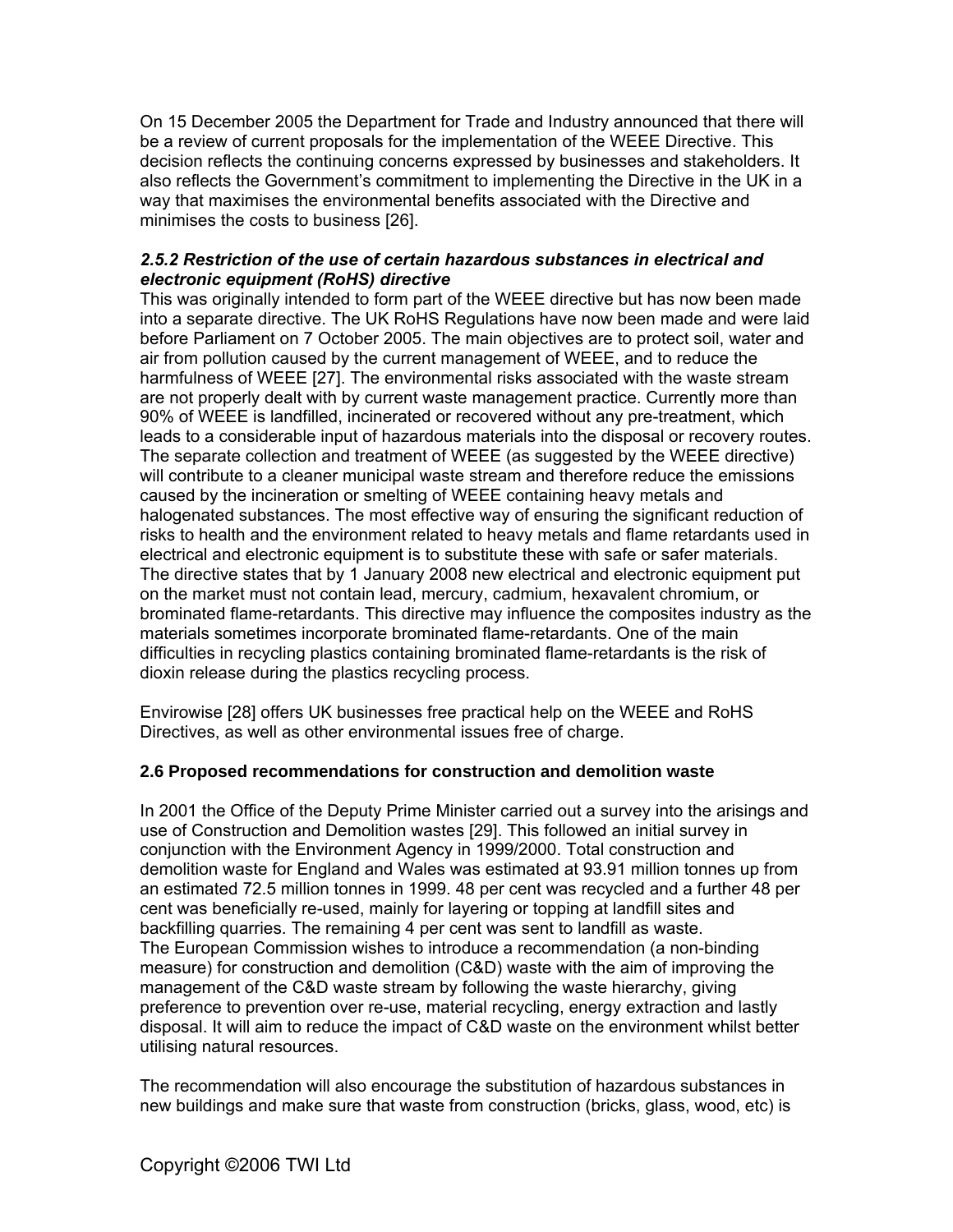On 15 December 2005 the Department for Trade and Industry announced that there will be a review of current proposals for the implementation of the WEEE Directive. This decision reflects the continuing concerns expressed by businesses and stakeholders. It also reflects the Government's commitment to implementing the Directive in the UK in a way that maximises the environmental benefits associated with the Directive and minimises the costs to business [26].

#### *2.5.2 Restriction of the use of certain hazardous substances in electrical and electronic equipment (RoHS) directive*

This was originally intended to form part of the WEEE directive but has now been made into a separate directive. The UK RoHS Regulations have now been made and were laid before Parliament on 7 October 2005. The main objectives are to protect soil, water and air from pollution caused by the current management of WEEE, and to reduce the harmfulness of WEEE [27]. The environmental risks associated with the waste stream are not properly dealt with by current waste management practice. Currently more than 90% of WEEE is landfilled, incinerated or recovered without any pre-treatment, which leads to a considerable input of hazardous materials into the disposal or recovery routes. The separate collection and treatment of WEEE (as suggested by the WEEE directive) will contribute to a cleaner municipal waste stream and therefore reduce the emissions caused by the incineration or smelting of WEEE containing heavy metals and halogenated substances. The most effective way of ensuring the significant reduction of risks to health and the environment related to heavy metals and flame retardants used in electrical and electronic equipment is to substitute these with safe or safer materials. The directive states that by 1 January 2008 new electrical and electronic equipment put on the market must not contain lead, mercury, cadmium, hexavalent chromium, or brominated flame-retardants. This directive may influence the composites industry as the materials sometimes incorporate brominated flame-retardants. One of the main difficulties in recycling plastics containing brominated flame-retardants is the risk of dioxin release during the plastics recycling process.

Envirowise [28] offers UK businesses free practical help on the WEEE and RoHS Directives, as well as other environmental issues free of charge.

### 2.6 Proposed recommendations for construction and demolition waste

In 2001 the Office of the Deputy Prime Minister carried out a survey into the arisings and use of Construction and Demolition wastes [29]. This followed an initial survey in conjunction with the Environment Agency in 1999/2000. Total construction and demolition waste for England and Wales was estimated at 93.91 million tonnes up from an estimated 72.5 million tonnes in 1999. 48 per cent was recycled and a further 48 per cent was beneficially re-used, mainly for layering or topping at landfill sites and backfilling quarries. The remaining 4 per cent was sent to landfill as waste.
The European Commission wishes to introduce a recommendation (a non-binding measure) for construction and demolition (C&D) waste with the aim of improving the management of the C&D waste stream by following the waste hierarchy, giving preference to prevention over re-use, material recycling, energy extraction and lastly disposal. It will aim to reduce the impact of C&D waste on the environment whilst better utilising natural resources.

The recommendation will also encourage the substitution of hazardous substances in new buildings and make sure that waste from construction (bricks, glass, wood, etc) is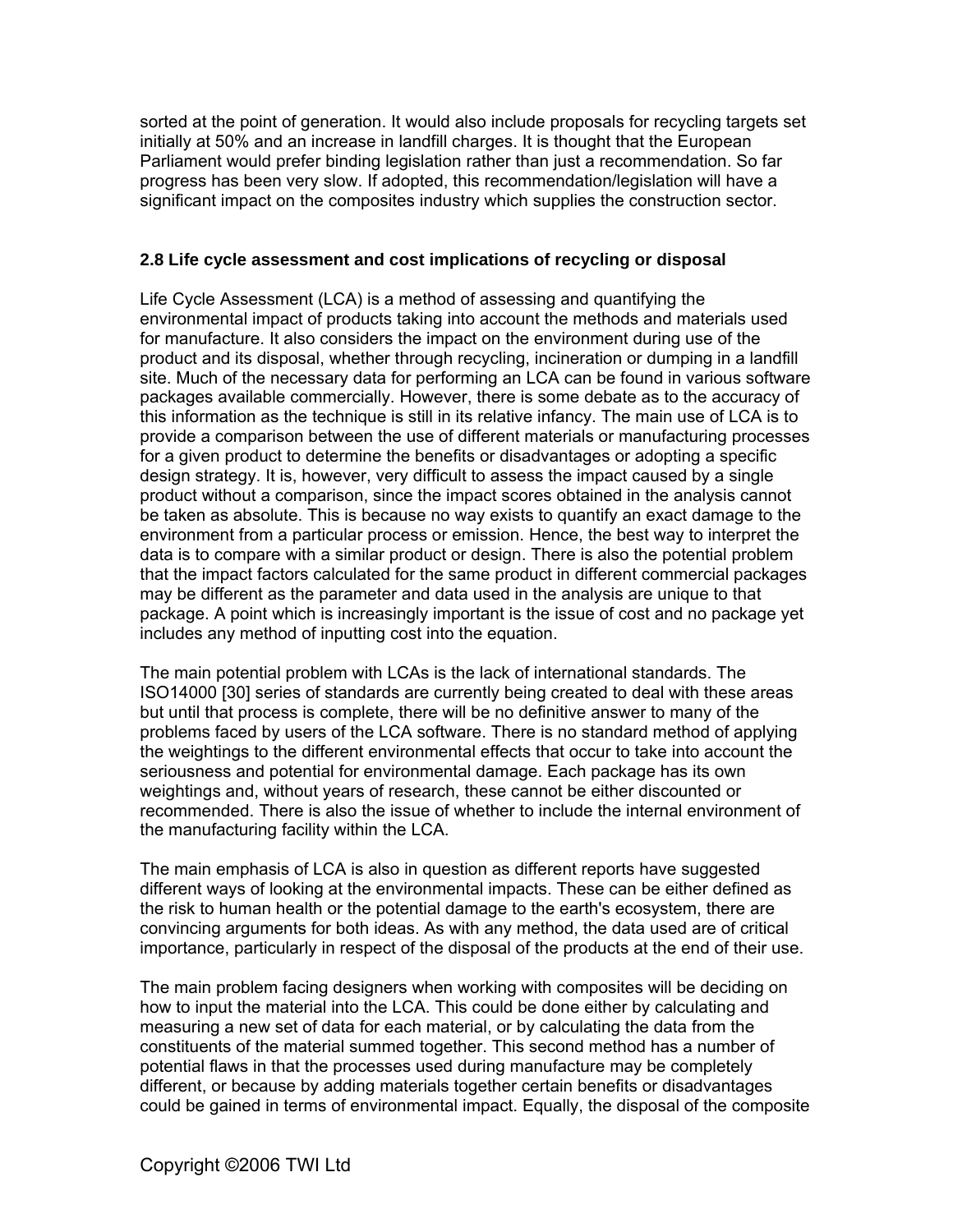sorted at the point of generation. It would also include proposals for recycling targets set initially at 50% and an increase in landfill charges. It is thought that the European Parliament would prefer binding legislation rather than just a recommendation. So far progress has been very slow. If adopted, this recommendation/legislation will have a significant impact on the composites industry which supplies the construction sector.

## 2.8 Life cycle assessment and cost implications of recycling or disposal

Life Cycle Assessment (LCA) is a method of assessing and quantifying the environmental impact of products taking into account the methods and materials used for manufacture. It also considers the impact on the environment during use of the product and its disposal, whether through recycling, incineration or dumping in a landfill site. Much of the necessary data for performing an LCA can be found in various software packages available commercially. However, there is some debate as to the accuracy of this information as the technique is still in its relative infancy. The main use of LCA is to provide a comparison between the use of different materials or manufacturing processes for a given product to determine the benefits or disadvantages or adopting a specific design strategy. It is, however, very difficult to assess the impact caused by a single product without a comparison, since the impact scores obtained in the analysis cannot be taken as absolute. This is because no way exists to quantify an exact damage to the environment from a particular process or emission. Hence, the best way to interpret the data is to compare with a similar product or design. There is also the potential problem that the impact factors calculated for the same product in different commercial packages may be different as the parameter and data used in the analysis are unique to that package. A point which is increasingly important is the issue of cost and no package yet includes any method of inputting cost into the equation.

The main potential problem with LCAs is the lack of international standards. The ISO14000 [30] series of standards are currently being created to deal with these areas but until that process is complete, there will be no definitive answer to many of the problems faced by users of the LCA software. There is no standard method of applying the weightings to the different environmental effects that occur to take into account the seriousness and potential for environmental damage. Each package has its own weightings and, without years of research, these cannot be either discounted or recommended. There is also the issue of whether to include the internal environment of the manufacturing facility within the LCA.

The main emphasis of LCA is also in question as different reports have suggested different ways of looking at the environmental impacts. These can be either defined as the risk to human health or the potential damage to the earth's ecosystem, there are convincing arguments for both ideas. As with any method, the data used are of critical importance, particularly in respect of the disposal of the products at the end of their use.

The main problem facing designers when working with composites will be deciding on how to input the material into the LCA. This could be done either by calculating and measuring a new set of data for each material, or by calculating the data from the constituents of the material summed together. This second method has a number of potential flaws in that the processes used during manufacture may be completely different, or because by adding materials together certain benefits or disadvantages could be gained in terms of environmental impact. Equally, the disposal of the composite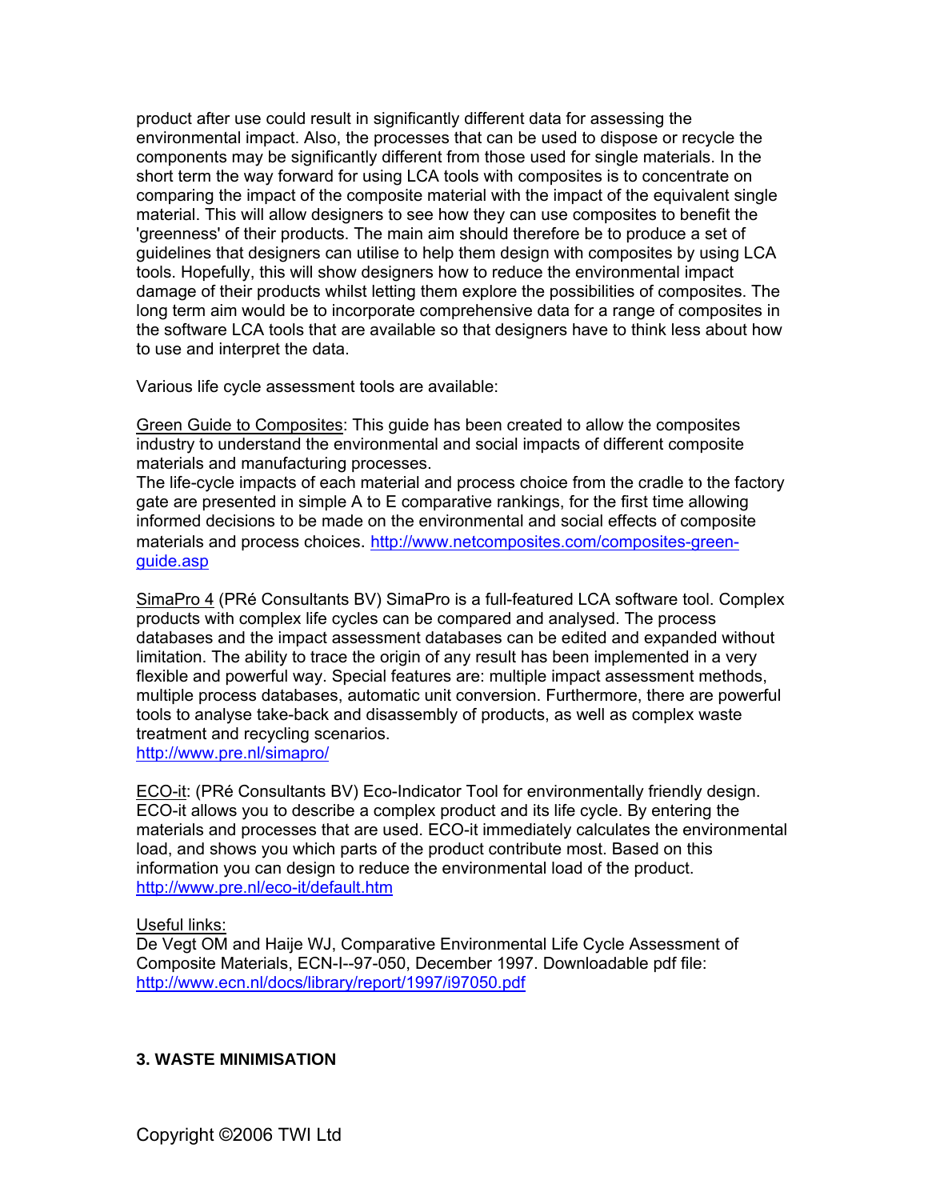product after use could result in significantly different data for assessing the environmental impact. Also, the processes that can be used to dispose or recycle the components may be significantly different from those used for single materials. In the short term the way forward for using LCA tools with composites is to concentrate on comparing the impact of the composite material with the impact of the equivalent single material. This will allow designers to see how they can use composites to benefit the 'greenness' of their products. The main aim should therefore be to produce a set of guidelines that designers can utilise to help them design with composites by using LCA tools. Hopefully, this will show designers how to reduce the environmental impact damage of their products whilst letting them explore the possibilities of composites. The long term aim would be to incorporate comprehensive data for a range of composites in the software LCA tools that are available so that designers have to think less about how to use and interpret the data.

Various life cycle assessment tools are available:

Green Guide to Composites: This guide has been created to allow the composites industry to understand the environmental and social impacts of different composite materials and manufacturing processes.
The life-cycle impacts of each material and process choice from the cradle to the factory gate are presented in simple A to E comparative rankings, for the first time allowing informed decisions to be made on the environmental and social effects of composite materials and process choices. http://www.netcomposites.com/composites-green-guide.asp

SimaPro 4 (PRé Consultants BV) SimaPro is a full-featured LCA software tool. Complex products with complex life cycles can be compared and analysed. The process databases and the impact assessment databases can be edited and expanded without limitation. The ability to trace the origin of any result has been implemented in a very flexible and powerful way. Special features are: multiple impact assessment methods, multiple process databases, automatic unit conversion. Furthermore, there are powerful tools to analyse take-back and disassembly of products, as well as complex waste treatment and recycling scenarios.
http://www.pre.nl/simapro/

ECO-it: (PRé Consultants BV) Eco-Indicator Tool for environmentally friendly design. ECO-it allows you to describe a complex product and its life cycle. By entering the materials and processes that are used. ECO-it immediately calculates the environmental load, and shows you which parts of the product contribute most. Based on this information you can design to reduce the environmental load of the product.
http://www.pre.nl/eco-it/default.htm

Useful links:
De Vegt OM and Haije WJ, Comparative Environmental Life Cycle Assessment of Composite Materials, ECN-I--97-050, December 1997. Downloadable pdf file: http://www.ecn.nl/docs/library/report/1997/i97050.pdf

## 3. WASTE MINIMISATION

Copyright ©2006 TWI Ltd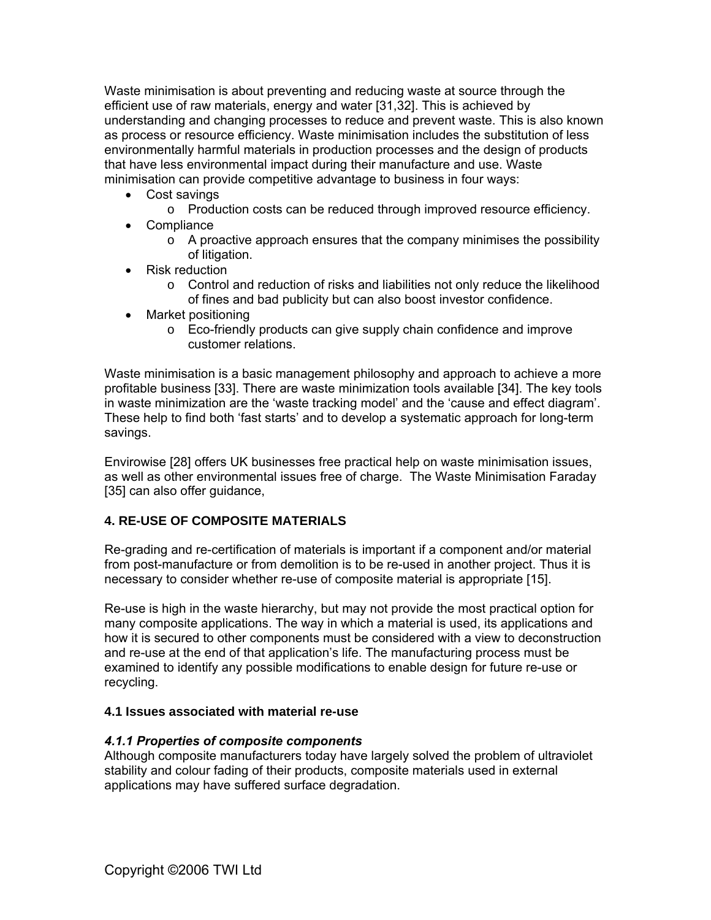Waste minimisation is about preventing and reducing waste at source through the efficient use of raw materials, energy and water [31,32]. This is achieved by understanding and changing processes to reduce and prevent waste. This is also known as process or resource efficiency. Waste minimisation includes the substitution of less environmentally harmful materials in production processes and the design of products that have less environmental impact during their manufacture and use. Waste minimisation can provide competitive advantage to business in four ways:

- Cost savings
  - Production costs can be reduced through improved resource efficiency.
- Compliance
  - A proactive approach ensures that the company minimises the possibility of litigation.
- Risk reduction
  - Control and reduction of risks and liabilities not only reduce the likelihood of fines and bad publicity but can also boost investor confidence.
- Market positioning
  - Eco-friendly products can give supply chain confidence and improve customer relations.

Waste minimisation is a basic management philosophy and approach to achieve a more profitable business [33]. There are waste minimization tools available [34]. The key tools in waste minimization are the 'waste tracking model' and the 'cause and effect diagram'. These help to find both 'fast starts' and to develop a systematic approach for long-term savings.

Envirowise [28] offers UK businesses free practical help on waste minimisation issues, as well as other environmental issues free of charge. The Waste Minimisation Faraday [35] can also offer guidance,

## 4. RE-USE OF COMPOSITE MATERIALS

Re-grading and re-certification of materials is important if a component and/or material from post-manufacture or from demolition is to be re-used in another project. Thus it is necessary to consider whether re-use of composite material is appropriate [15].

Re-use is high in the waste hierarchy, but may not provide the most practical option for many composite applications. The way in which a material is used, its applications and how it is secured to other components must be considered with a view to deconstruction and re-use at the end of that application's life. The manufacturing process must be examined to identify any possible modifications to enable design for future re-use or recycling.

### 4.1 Issues associated with material re-use

#### *4.1.1 Properties of composite components*

Although composite manufacturers today have largely solved the problem of ultraviolet stability and colour fading of their products, composite materials used in external applications may have suffered surface degradation.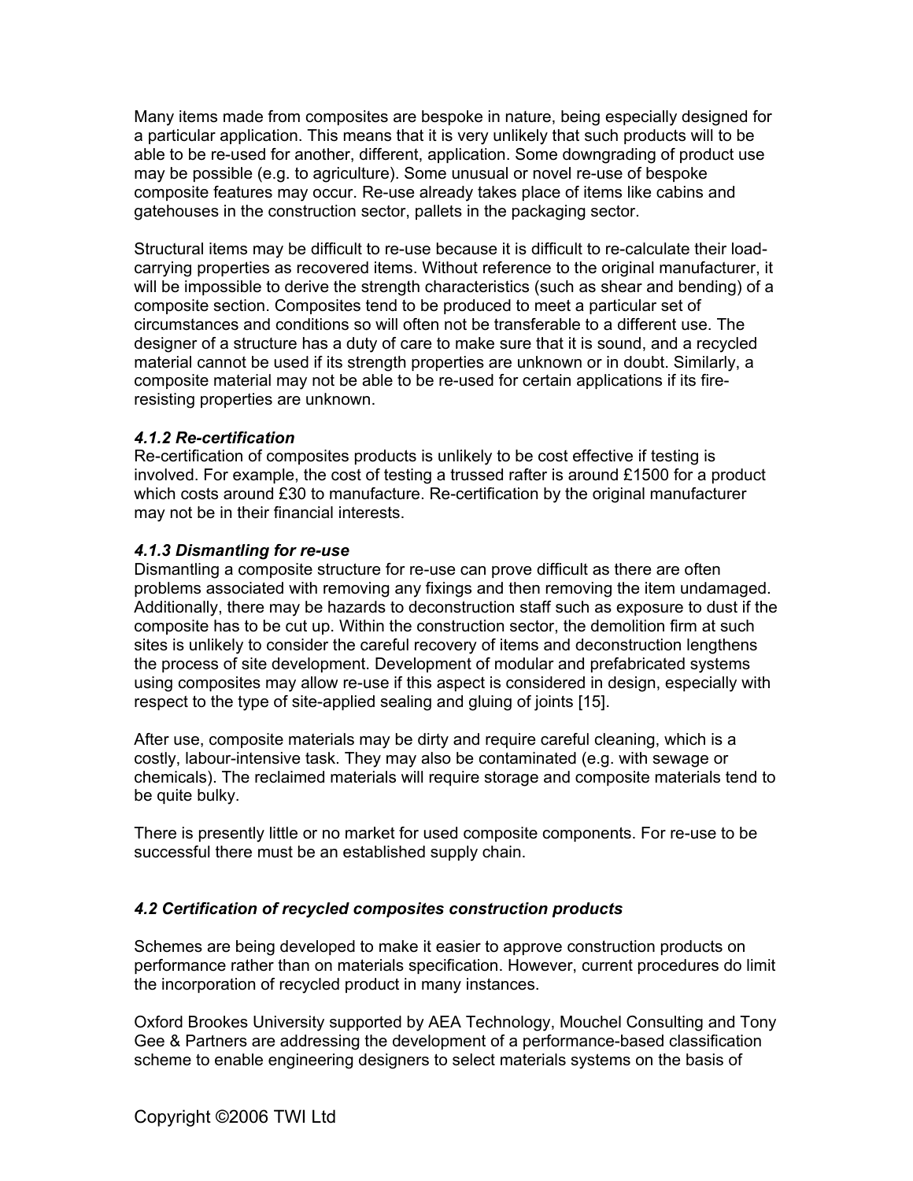Many items made from composites are bespoke in nature, being especially designed for a particular application. This means that it is very unlikely that such products will to be able to be re-used for another, different, application. Some downgrading of product use may be possible (e.g. to agriculture). Some unusual or novel re-use of bespoke composite features may occur. Re-use already takes place of items like cabins and gatehouses in the construction sector, pallets in the packaging sector.

Structural items may be difficult to re-use because it is difficult to re-calculate their load-carrying properties as recovered items. Without reference to the original manufacturer, it will be impossible to derive the strength characteristics (such as shear and bending) of a composite section. Composites tend to be produced to meet a particular set of circumstances and conditions so will often not be transferable to a different use. The designer of a structure has a duty of care to make sure that it is sound, and a recycled material cannot be used if its strength properties are unknown or in doubt. Similarly, a composite material may not be able to be re-used for certain applications if its fire-resisting properties are unknown.

#### *4.1.2 Re-certification*

Re-certification of composites products is unlikely to be cost effective if testing is involved. For example, the cost of testing a trussed rafter is around £1500 for a product which costs around £30 to manufacture. Re-certification by the original manufacturer may not be in their financial interests.

#### *4.1.3 Dismantling for re-use*

Dismantling a composite structure for re-use can prove difficult as there are often problems associated with removing any fixings and then removing the item undamaged. Additionally, there may be hazards to deconstruction staff such as exposure to dust if the composite has to be cut up. Within the construction sector, the demolition firm at such sites is unlikely to consider the careful recovery of items and deconstruction lengthens the process of site development. Development of modular and prefabricated systems using composites may allow re-use if this aspect is considered in design, especially with respect to the type of site-applied sealing and gluing of joints [15].

After use, composite materials may be dirty and require careful cleaning, which is a costly, labour-intensive task. They may also be contaminated (e.g. with sewage or chemicals). The reclaimed materials will require storage and composite materials tend to be quite bulky.

There is presently little or no market for used composite components. For re-use to be successful there must be an established supply chain.

### *4.2 Certification of recycled composites construction products*

Schemes are being developed to make it easier to approve construction products on performance rather than on materials specification. However, current procedures do limit the incorporation of recycled product in many instances.

Oxford Brookes University supported by AEA Technology, Mouchel Consulting and Tony Gee & Partners are addressing the development of a performance-based classification scheme to enable engineering designers to select materials systems on the basis of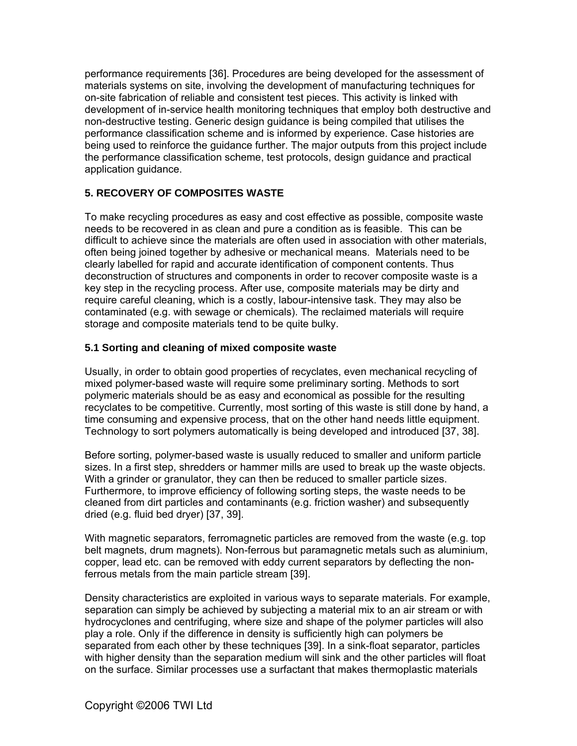performance requirements [36]. Procedures are being developed for the assessment of materials systems on site, involving the development of manufacturing techniques for on-site fabrication of reliable and consistent test pieces. This activity is linked with development of in-service health monitoring techniques that employ both destructive and non-destructive testing. Generic design guidance is being compiled that utilises the performance classification scheme and is informed by experience. Case histories are being used to reinforce the guidance further. The major outputs from this project include the performance classification scheme, test protocols, design guidance and practical application guidance.

## 5. RECOVERY OF COMPOSITES WASTE

To make recycling procedures as easy and cost effective as possible, composite waste needs to be recovered in as clean and pure a condition as is feasible. This can be difficult to achieve since the materials are often used in association with other materials, often being joined together by adhesive or mechanical means. Materials need to be clearly labelled for rapid and accurate identification of component contents. Thus deconstruction of structures and components in order to recover composite waste is a key step in the recycling process. After use, composite materials may be dirty and require careful cleaning, which is a costly, labour-intensive task. They may also be contaminated (e.g. with sewage or chemicals). The reclaimed materials will require storage and composite materials tend to be quite bulky.

### 5.1 Sorting and cleaning of mixed composite waste

Usually, in order to obtain good properties of recyclates, even mechanical recycling of mixed polymer-based waste will require some preliminary sorting. Methods to sort polymeric materials should be as easy and economical as possible for the resulting recyclates to be competitive. Currently, most sorting of this waste is still done by hand, a time consuming and expensive process, that on the other hand needs little equipment. Technology to sort polymers automatically is being developed and introduced [37, 38].

Before sorting, polymer-based waste is usually reduced to smaller and uniform particle sizes. In a first step, shredders or hammer mills are used to break up the waste objects. With a grinder or granulator, they can then be reduced to smaller particle sizes. Furthermore, to improve efficiency of following sorting steps, the waste needs to be cleaned from dirt particles and contaminants (e.g. friction washer) and subsequently dried (e.g. fluid bed dryer) [37, 39].

With magnetic separators, ferromagnetic particles are removed from the waste (e.g. top belt magnets, drum magnets). Non-ferrous but paramagnetic metals such as aluminium, copper, lead etc. can be removed with eddy current separators by deflecting the non-ferrous metals from the main particle stream [39].

Density characteristics are exploited in various ways to separate materials. For example, separation can simply be achieved by subjecting a material mix to an air stream or with hydrocyclones and centrifuging, where size and shape of the polymer particles will also play a role. Only if the difference in density is sufficiently high can polymers be separated from each other by these techniques [39]. In a sink-float separator, particles with higher density than the separation medium will sink and the other particles will float on the surface. Similar processes use a surfactant that makes thermoplastic materials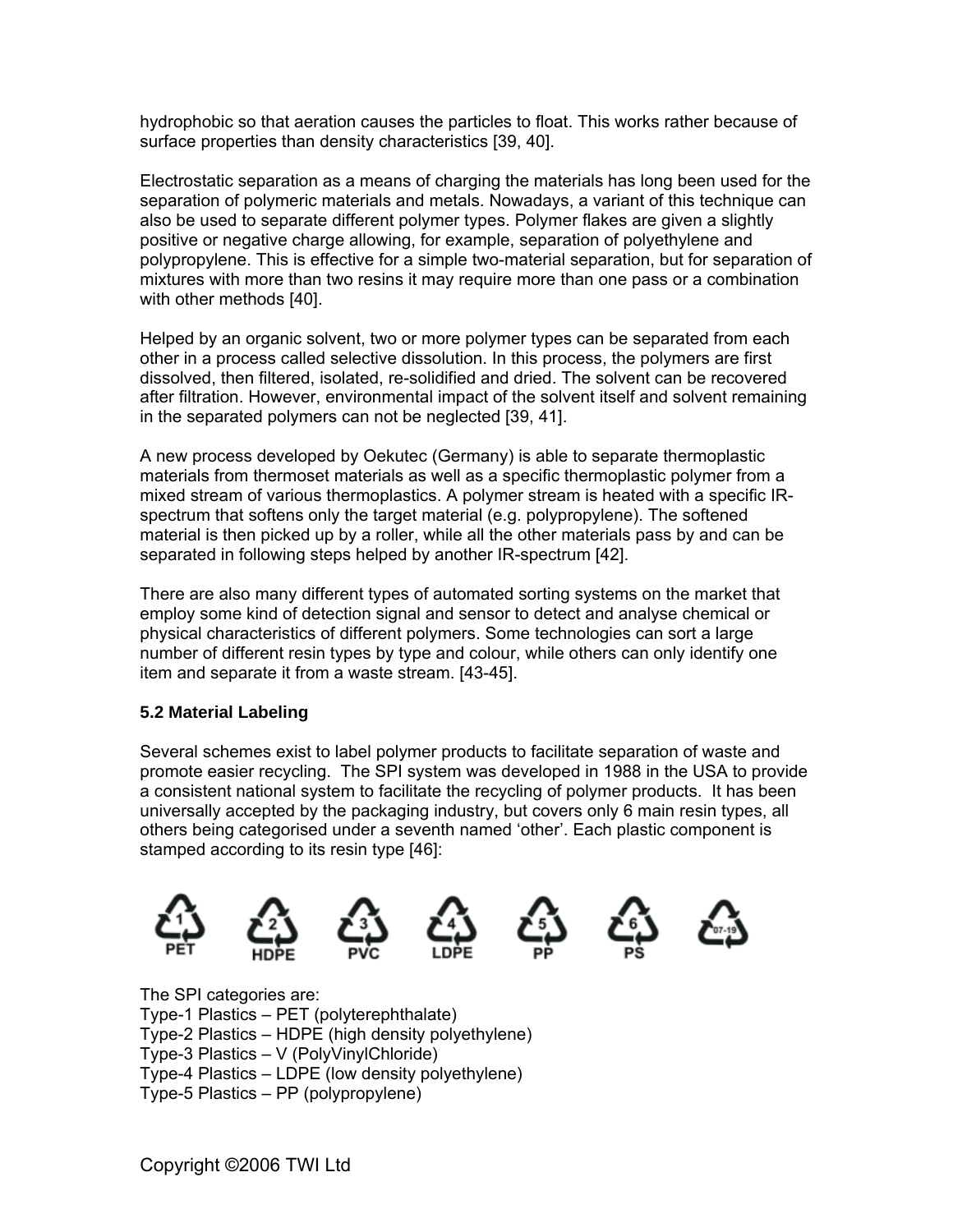hydrophobic so that aeration causes the particles to float. This works rather because of surface properties than density characteristics [39, 40].

Electrostatic separation as a means of charging the materials has long been used for the separation of polymeric materials and metals. Nowadays, a variant of this technique can also be used to separate different polymer types. Polymer flakes are given a slightly positive or negative charge allowing, for example, separation of polyethylene and polypropylene. This is effective for a simple two-material separation, but for separation of mixtures with more than two resins it may require more than one pass or a combination with other methods [40].

Helped by an organic solvent, two or more polymer types can be separated from each other in a process called selective dissolution. In this process, the polymers are first dissolved, then filtered, isolated, re-solidified and dried. The solvent can be recovered after filtration. However, environmental impact of the solvent itself and solvent remaining in the separated polymers can not be neglected [39, 41].

A new process developed by Oekutec (Germany) is able to separate thermoplastic materials from thermoset materials as well as a specific thermoplastic polymer from a mixed stream of various thermoplastics. A polymer stream is heated with a specific IR-spectrum that softens only the target material (e.g. polypropylene). The softened material is then picked up by a roller, while all the other materials pass by and can be separated in following steps helped by another IR-spectrum [42].

There are also many different types of automated sorting systems on the market that employ some kind of detection signal and sensor to detect and analyse chemical or physical characteristics of different polymers. Some technologies can sort a large number of different resin types by type and colour, while others can only identify one item and separate it from a waste stream. [43-45].

### 5.2 Material Labeling

Several schemes exist to label polymer products to facilitate separation of waste and promote easier recycling. The SPI system was developed in 1988 in the USA to provide a consistent national system to facilitate the recycling of polymer products. It has been universally accepted by the packaging industry, but covers only 6 main resin types, all others being categorised under a seventh named 'other'. Each plastic component is stamped according to its resin type [46]:

1 PET | 2 HDPE | 3 PVC | 4 LDPE | 5 PP | 6 PS | 07-19

The SPI categories are:
Type-1 Plastics – PET (polyterephthalate)
Type-2 Plastics – HDPE (high density polyethylene)
Type-3 Plastics – V (PolyVinylChloride)
Type-4 Plastics – LDPE (low density polyethylene)
Type-5 Plastics – PP (polypropylene)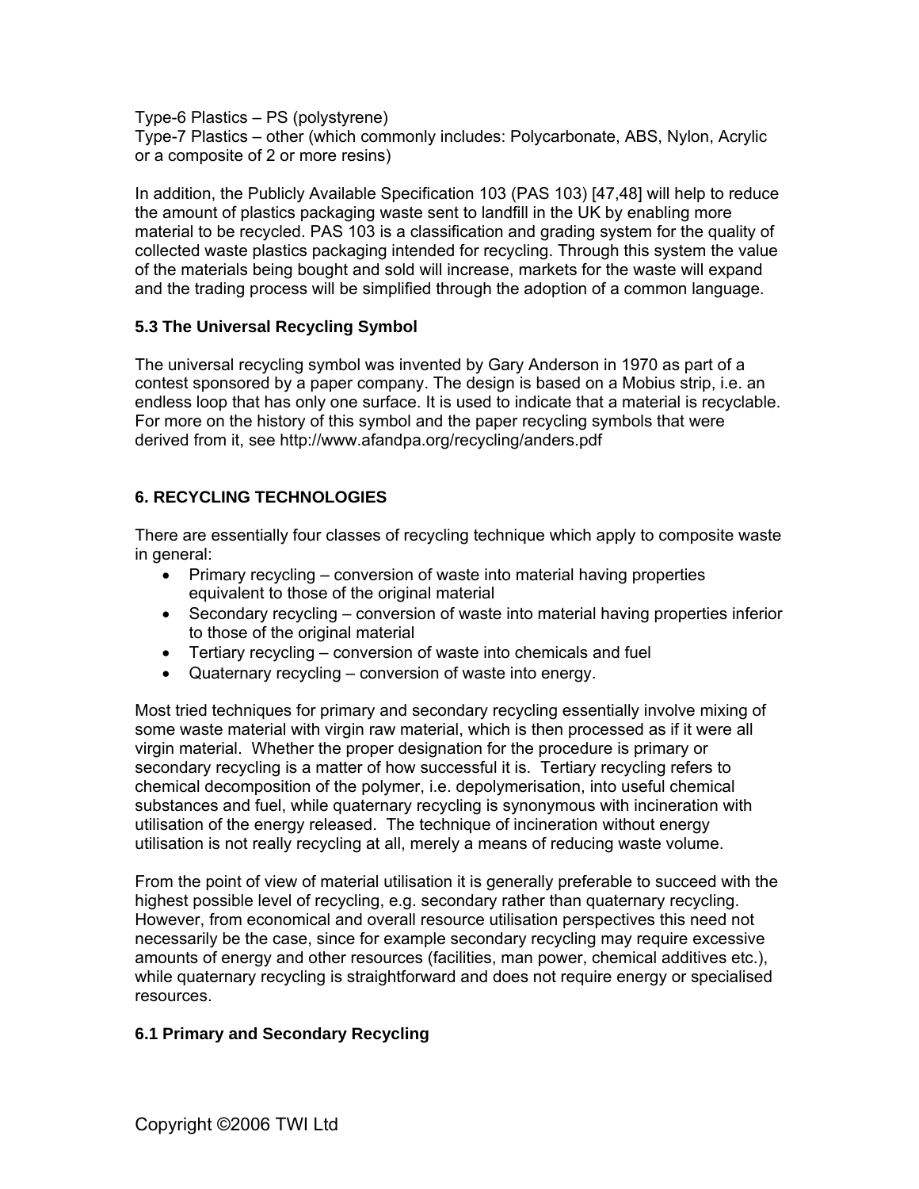Type-6 Plastics – PS (polystyrene)
Type-7 Plastics – other (which commonly includes: Polycarbonate, ABS, Nylon, Acrylic or a composite of 2 or more resins)

In addition, the Publicly Available Specification 103 (PAS 103) [47,48] will help to reduce the amount of plastics packaging waste sent to landfill in the UK by enabling more material to be recycled. PAS 103 is a classification and grading system for the quality of collected waste plastics packaging intended for recycling. Through this system the value of the materials being bought and sold will increase, markets for the waste will expand and the trading process will be simplified through the adoption of a common language.

### 5.3 The Universal Recycling Symbol

The universal recycling symbol was invented by Gary Anderson in 1970 as part of a contest sponsored by a paper company. The design is based on a Mobius strip, i.e. an endless loop that has only one surface. It is used to indicate that a material is recyclable. For more on the history of this symbol and the paper recycling symbols that were derived from it, see http://www.afandpa.org/recycling/anders.pdf

## 6. RECYCLING TECHNOLOGIES

There are essentially four classes of recycling technique which apply to composite waste in general:

- Primary recycling – conversion of waste into material having properties equivalent to those of the original material
- Secondary recycling – conversion of waste into material having properties inferior to those of the original material
- Tertiary recycling – conversion of waste into chemicals and fuel
- Quaternary recycling – conversion of waste into energy.

Most tried techniques for primary and secondary recycling essentially involve mixing of some waste material with virgin raw material, which is then processed as if it were all virgin material. Whether the proper designation for the procedure is primary or secondary recycling is a matter of how successful it is. Tertiary recycling refers to chemical decomposition of the polymer, i.e. depolymerisation, into useful chemical substances and fuel, while quaternary recycling is synonymous with incineration with utilisation of the energy released. The technique of incineration without energy utilisation is not really recycling at all, merely a means of reducing waste volume.

From the point of view of material utilisation it is generally preferable to succeed with the highest possible level of recycling, e.g. secondary rather than quaternary recycling. However, from economical and overall resource utilisation perspectives this need not necessarily be the case, since for example secondary recycling may require excessive amounts of energy and other resources (facilities, man power, chemical additives etc.), while quaternary recycling is straightforward and does not require energy or specialised resources.

### 6.1 Primary and Secondary Recycling

Copyright ©2006 TWI Ltd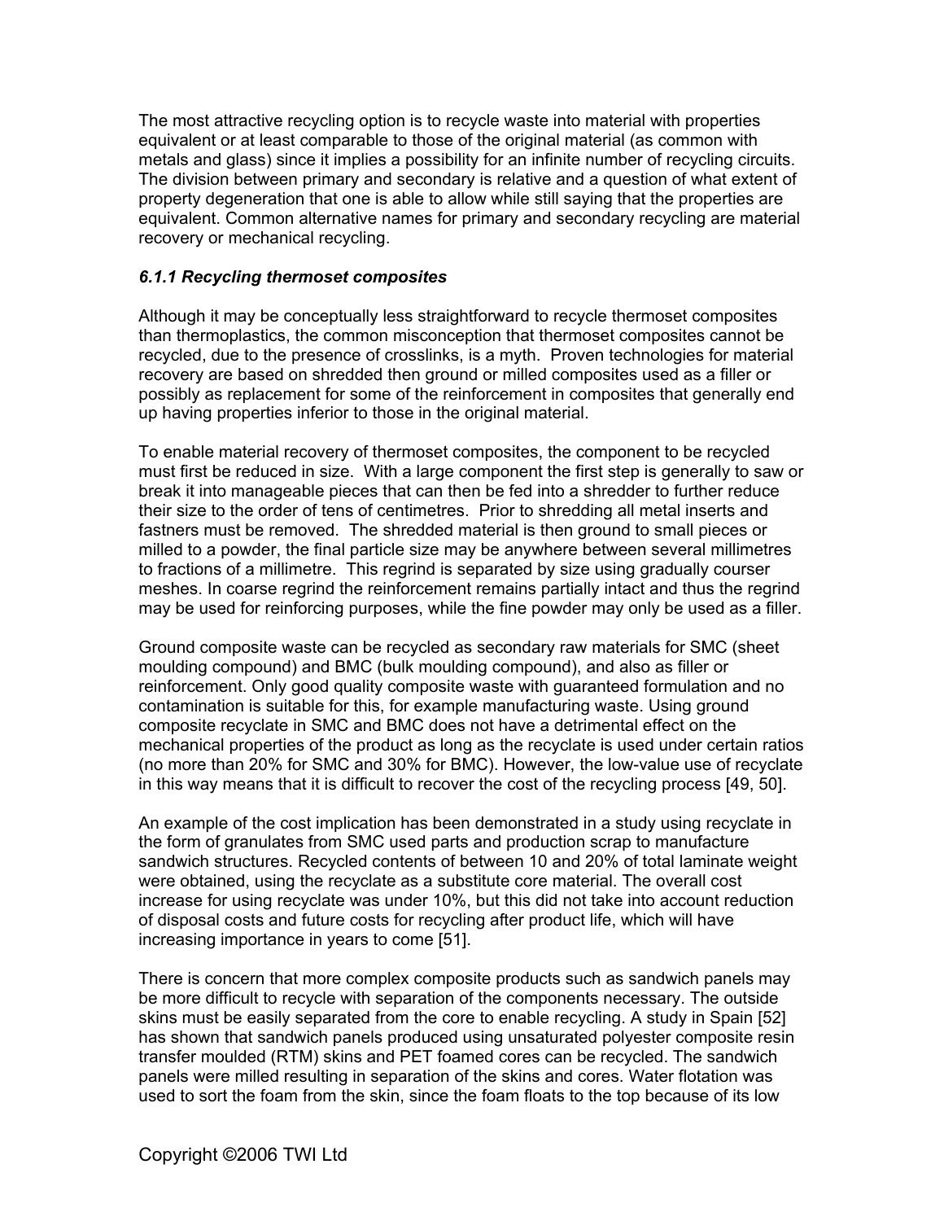The most attractive recycling option is to recycle waste into material with properties equivalent or at least comparable to those of the original material (as common with metals and glass) since it implies a possibility for an infinite number of recycling circuits. The division between primary and secondary is relative and a question of what extent of property degeneration that one is able to allow while still saying that the properties are equivalent. Common alternative names for primary and secondary recycling are material recovery or mechanical recycling.

### *6.1.1 Recycling thermoset composites*

Although it may be conceptually less straightforward to recycle thermoset composites than thermoplastics, the common misconception that thermoset composites cannot be recycled, due to the presence of crosslinks, is a myth. Proven technologies for material recovery are based on shredded then ground or milled composites used as a filler or possibly as replacement for some of the reinforcement in composites that generally end up having properties inferior to those in the original material.

To enable material recovery of thermoset composites, the component to be recycled must first be reduced in size. With a large component the first step is generally to saw or break it into manageable pieces that can then be fed into a shredder to further reduce their size to the order of tens of centimetres. Prior to shredding all metal inserts and fastners must be removed. The shredded material is then ground to small pieces or milled to a powder, the final particle size may be anywhere between several millimetres to fractions of a millimetre. This regrind is separated by size using gradually courser meshes. In coarse regrind the reinforcement remains partially intact and thus the regrind may be used for reinforcing purposes, while the fine powder may only be used as a filler.

Ground composite waste can be recycled as secondary raw materials for SMC (sheet moulding compound) and BMC (bulk moulding compound), and also as filler or reinforcement. Only good quality composite waste with guaranteed formulation and no contamination is suitable for this, for example manufacturing waste. Using ground composite recyclate in SMC and BMC does not have a detrimental effect on the mechanical properties of the product as long as the recyclate is used under certain ratios (no more than 20% for SMC and 30% for BMC). However, the low-value use of recyclate in this way means that it is difficult to recover the cost of the recycling process [49, 50].

An example of the cost implication has been demonstrated in a study using recyclate in the form of granulates from SMC used parts and production scrap to manufacture sandwich structures. Recycled contents of between 10 and 20% of total laminate weight were obtained, using the recyclate as a substitute core material. The overall cost increase for using recyclate was under 10%, but this did not take into account reduction of disposal costs and future costs for recycling after product life, which will have increasing importance in years to come [51].

There is concern that more complex composite products such as sandwich panels may be more difficult to recycle with separation of the components necessary. The outside skins must be easily separated from the core to enable recycling. A study in Spain [52] has shown that sandwich panels produced using unsaturated polyester composite resin transfer moulded (RTM) skins and PET foamed cores can be recycled. The sandwich panels were milled resulting in separation of the skins and cores. Water flotation was used to sort the foam from the skin, since the foam floats to the top because of its low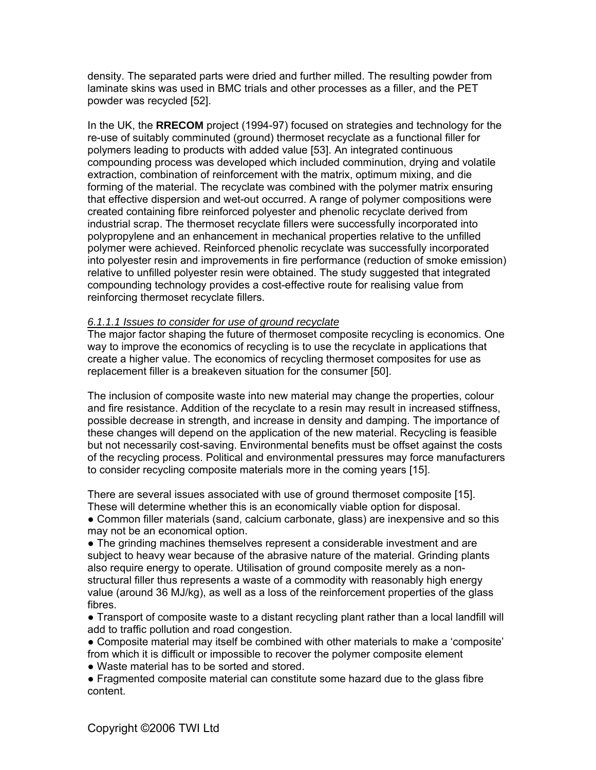density. The separated parts were dried and further milled. The resulting powder from laminate skins was used in BMC trials and other processes as a filler, and the PET powder was recycled [52].

In the UK, the **RRECOM** project (1994-97) focused on strategies and technology for the re-use of suitably comminuted (ground) thermoset recyclate as a functional filler for polymers leading to products with added value [53]. An integrated continuous compounding process was developed which included comminution, drying and volatile extraction, combination of reinforcement with the matrix, optimum mixing, and die forming of the material. The recyclate was combined with the polymer matrix ensuring that effective dispersion and wet-out occurred. A range of polymer compositions were created containing fibre reinforced polyester and phenolic recyclate derived from industrial scrap. The thermoset recyclate fillers were successfully incorporated into polypropylene and an enhancement in mechanical properties relative to the unfilled polymer were achieved. Reinforced phenolic recyclate was successfully incorporated into polyester resin and improvements in fire performance (reduction of smoke emission) relative to unfilled polyester resin were obtained. The study suggested that integrated compounding technology provides a cost-effective route for realising value from reinforcing thermoset recyclate fillers.

##### *6.1.1.1 Issues to consider for use of ground recyclate*

The major factor shaping the future of thermoset composite recycling is economics. One way to improve the economics of recycling is to use the recyclate in applications that create a higher value. The economics of recycling thermoset composites for use as replacement filler is a breakeven situation for the consumer [50].

The inclusion of composite waste into new material may change the properties, colour and fire resistance. Addition of the recyclate to a resin may result in increased stiffness, possible decrease in strength, and increase in density and damping. The importance of these changes will depend on the application of the new material. Recycling is feasible but not necessarily cost-saving. Environmental benefits must be offset against the costs of the recycling process. Political and environmental pressures may force manufacturers to consider recycling composite materials more in the coming years [15].

There are several issues associated with use of ground thermoset composite [15]. These will determine whether this is an economically viable option for disposal.

- Common filler materials (sand, calcium carbonate, glass) are inexpensive and so this may not be an economical option.
- The grinding machines themselves represent a considerable investment and are subject to heavy wear because of the abrasive nature of the material. Grinding plants also require energy to operate. Utilisation of ground composite merely as a non-structural filler thus represents a waste of a commodity with reasonably high energy value (around 36 MJ/kg), as well as a loss of the reinforcement properties of the glass fibres.
- Transport of composite waste to a distant recycling plant rather than a local landfill will add to traffic pollution and road congestion.
- Composite material may itself be combined with other materials to make a 'composite' from which it is difficult or impossible to recover the polymer composite element
- Waste material has to be sorted and stored.
- Fragmented composite material can constitute some hazard due to the glass fibre content.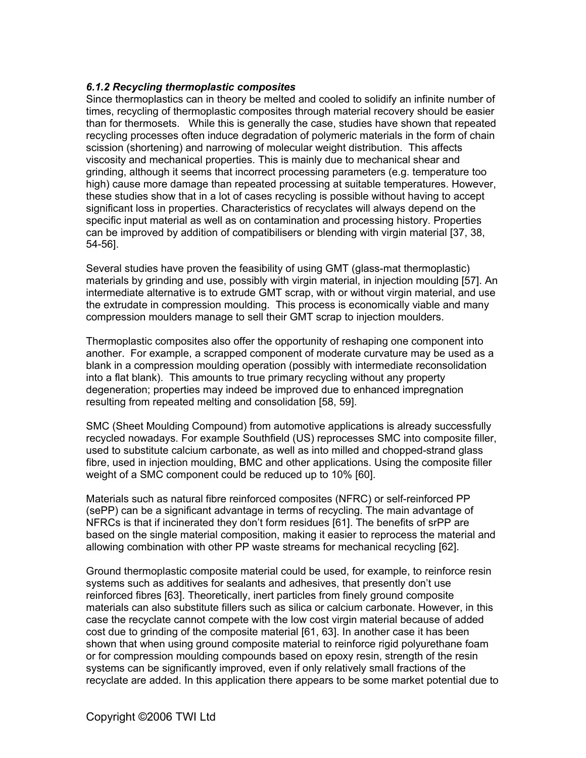### *6.1.2 Recycling thermoplastic composites*

Since thermoplastics can in theory be melted and cooled to solidify an infinite number of times, recycling of thermoplastic composites through material recovery should be easier than for thermosets. While this is generally the case, studies have shown that repeated recycling processes often induce degradation of polymeric materials in the form of chain scission (shortening) and narrowing of molecular weight distribution. This affects viscosity and mechanical properties. This is mainly due to mechanical shear and grinding, although it seems that incorrect processing parameters (e.g. temperature too high) cause more damage than repeated processing at suitable temperatures. However, these studies show that in a lot of cases recycling is possible without having to accept significant loss in properties. Characteristics of recyclates will always depend on the specific input material as well as on contamination and processing history. Properties can be improved by addition of compatibilisers or blending with virgin material [37, 38, 54-56].

Several studies have proven the feasibility of using GMT (glass-mat thermoplastic) materials by grinding and use, possibly with virgin material, in injection moulding [57]. An intermediate alternative is to extrude GMT scrap, with or without virgin material, and use the extrudate in compression moulding. This process is economically viable and many compression moulders manage to sell their GMT scrap to injection moulders.

Thermoplastic composites also offer the opportunity of reshaping one component into another. For example, a scrapped component of moderate curvature may be used as a blank in a compression moulding operation (possibly with intermediate reconsolidation into a flat blank). This amounts to true primary recycling without any property degeneration; properties may indeed be improved due to enhanced impregnation resulting from repeated melting and consolidation [58, 59].

SMC (Sheet Moulding Compound) from automotive applications is already successfully recycled nowadays. For example Southfield (US) reprocesses SMC into composite filler, used to substitute calcium carbonate, as well as into milled and chopped-strand glass fibre, used in injection moulding, BMC and other applications. Using the composite filler weight of a SMC component could be reduced up to 10% [60].

Materials such as natural fibre reinforced composites (NFRC) or self-reinforced PP (sePP) can be a significant advantage in terms of recycling. The main advantage of NFRCs is that if incinerated they don't form residues [61]. The benefits of srPP are based on the single material composition, making it easier to reprocess the material and allowing combination with other PP waste streams for mechanical recycling [62].

Ground thermoplastic composite material could be used, for example, to reinforce resin systems such as additives for sealants and adhesives, that presently don't use reinforced fibres [63]. Theoretically, inert particles from finely ground composite materials can also substitute fillers such as silica or calcium carbonate. However, in this case the recyclate cannot compete with the low cost virgin material because of added cost due to grinding of the composite material [61, 63]. In another case it has been shown that when using ground composite material to reinforce rigid polyurethane foam or for compression moulding compounds based on epoxy resin, strength of the resin systems can be significantly improved, even if only relatively small fractions of the recyclate are added. In this application there appears to be some market potential due to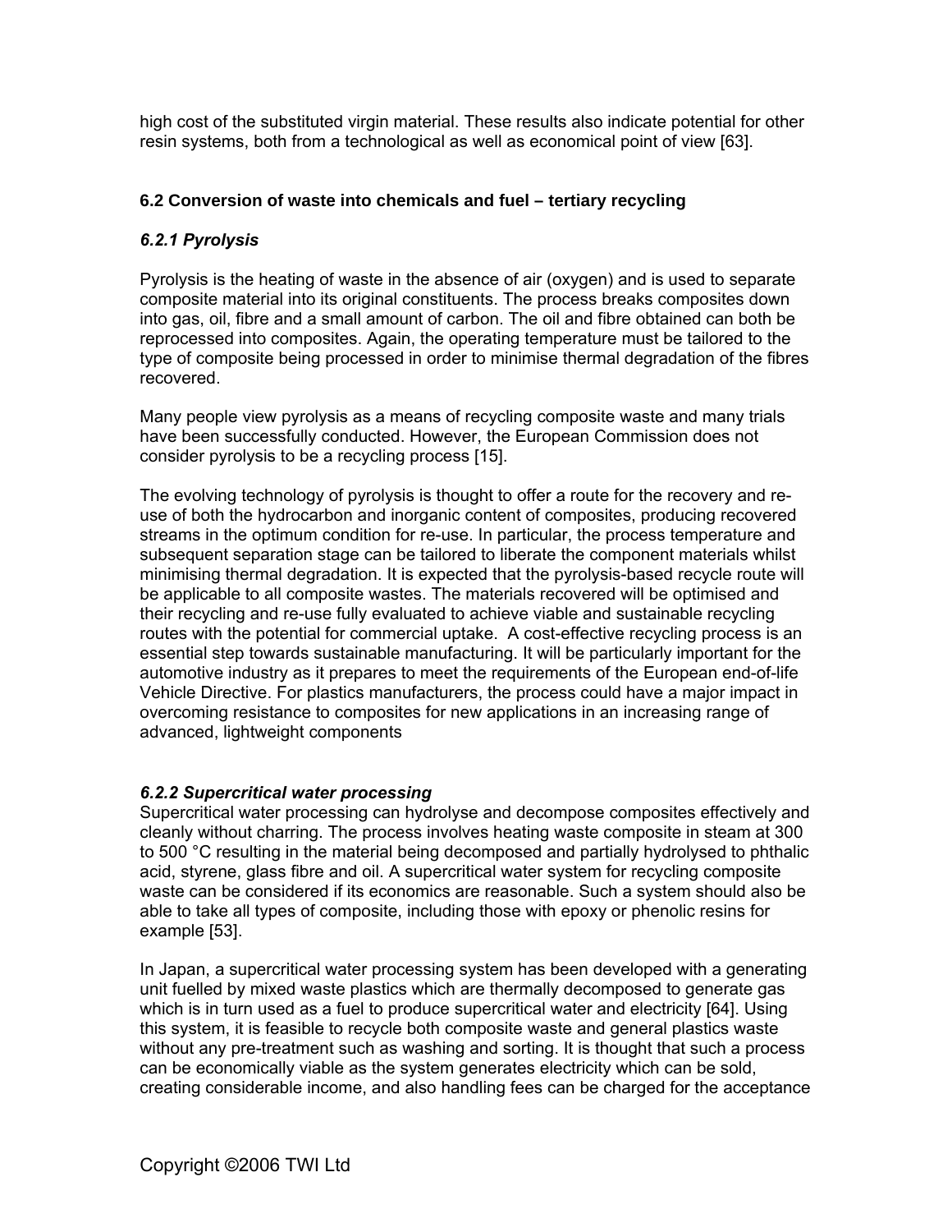high cost of the substituted virgin material. These results also indicate potential for other resin systems, both from a technological as well as economical point of view [63].

## 6.2 Conversion of waste into chemicals and fuel – tertiary recycling

### *6.2.1 Pyrolysis*

Pyrolysis is the heating of waste in the absence of air (oxygen) and is used to separate composite material into its original constituents. The process breaks composites down into gas, oil, fibre and a small amount of carbon. The oil and fibre obtained can both be reprocessed into composites. Again, the operating temperature must be tailored to the type of composite being processed in order to minimise thermal degradation of the fibres recovered.

Many people view pyrolysis as a means of recycling composite waste and many trials have been successfully conducted. However, the European Commission does not consider pyrolysis to be a recycling process [15].

The evolving technology of pyrolysis is thought to offer a route for the recovery and re-use of both the hydrocarbon and inorganic content of composites, producing recovered streams in the optimum condition for re-use. In particular, the process temperature and subsequent separation stage can be tailored to liberate the component materials whilst minimising thermal degradation. It is expected that the pyrolysis-based recycle route will be applicable to all composite wastes. The materials recovered will be optimised and their recycling and re-use fully evaluated to achieve viable and sustainable recycling routes with the potential for commercial uptake. A cost-effective recycling process is an essential step towards sustainable manufacturing. It will be particularly important for the automotive industry as it prepares to meet the requirements of the European end-of-life Vehicle Directive. For plastics manufacturers, the process could have a major impact in overcoming resistance to composites for new applications in an increasing range of advanced, lightweight components

### *6.2.2 Supercritical water processing*

Supercritical water processing can hydrolyse and decompose composites effectively and cleanly without charring. The process involves heating waste composite in steam at 300 to 500 °C resulting in the material being decomposed and partially hydrolysed to phthalic acid, styrene, glass fibre and oil. A supercritical water system for recycling composite waste can be considered if its economics are reasonable. Such a system should also be able to take all types of composite, including those with epoxy or phenolic resins for example [53].

In Japan, a supercritical water processing system has been developed with a generating unit fuelled by mixed waste plastics which are thermally decomposed to generate gas which is in turn used as a fuel to produce supercritical water and electricity [64]. Using this system, it is feasible to recycle both composite waste and general plastics waste without any pre-treatment such as washing and sorting. It is thought that such a process can be economically viable as the system generates electricity which can be sold, creating considerable income, and also handling fees can be charged for the acceptance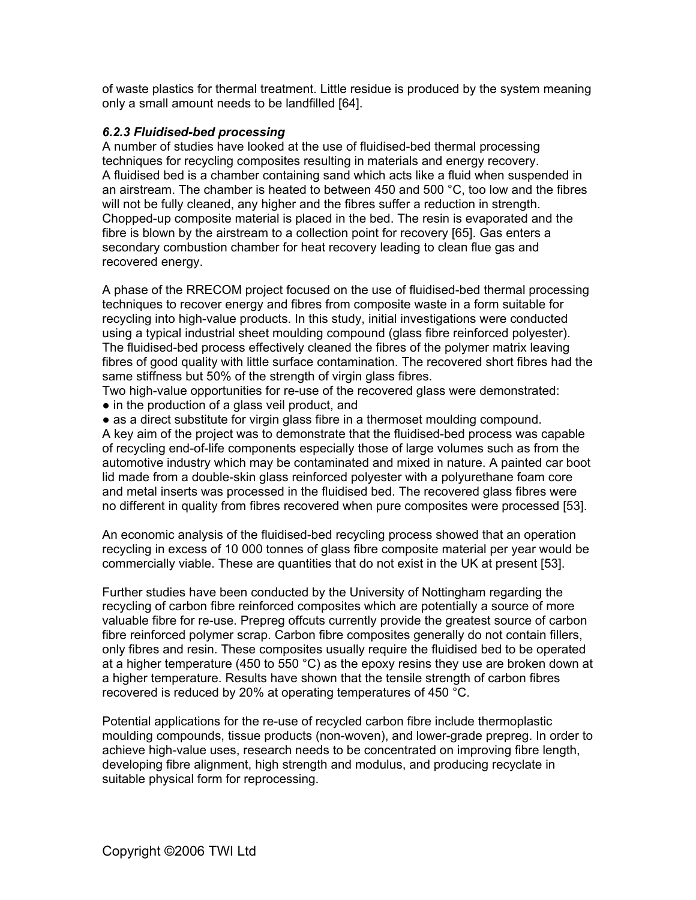of waste plastics for thermal treatment. Little residue is produced by the system meaning only a small amount needs to be landfilled [64].

### *6.2.3 Fluidised-bed processing*

A number of studies have looked at the use of fluidised-bed thermal processing techniques for recycling composites resulting in materials and energy recovery. A fluidised bed is a chamber containing sand which acts like a fluid when suspended in an airstream. The chamber is heated to between 450 and 500 °C, too low and the fibres will not be fully cleaned, any higher and the fibres suffer a reduction in strength. Chopped-up composite material is placed in the bed. The resin is evaporated and the fibre is blown by the airstream to a collection point for recovery [65]. Gas enters a secondary combustion chamber for heat recovery leading to clean flue gas and recovered energy.

A phase of the RRECOM project focused on the use of fluidised-bed thermal processing techniques to recover energy and fibres from composite waste in a form suitable for recycling into high-value products. In this study, initial investigations were conducted using a typical industrial sheet moulding compound (glass fibre reinforced polyester). The fluidised-bed process effectively cleaned the fibres of the polymer matrix leaving fibres of good quality with little surface contamination. The recovered short fibres had the same stiffness but 50% of the strength of virgin glass fibres.

Two high-value opportunities for re-use of the recovered glass were demonstrated:

- in the production of a glass veil product, and
- as a direct substitute for virgin glass fibre in a thermoset moulding compound.

A key aim of the project was to demonstrate that the fluidised-bed process was capable of recycling end-of-life components especially those of large volumes such as from the automotive industry which may be contaminated and mixed in nature. A painted car boot lid made from a double-skin glass reinforced polyester with a polyurethane foam core and metal inserts was processed in the fluidised bed. The recovered glass fibres were no different in quality from fibres recovered when pure composites were processed [53].

An economic analysis of the fluidised-bed recycling process showed that an operation recycling in excess of 10 000 tonnes of glass fibre composite material per year would be commercially viable. These are quantities that do not exist in the UK at present [53].

Further studies have been conducted by the University of Nottingham regarding the recycling of carbon fibre reinforced composites which are potentially a source of more valuable fibre for re-use. Prepreg offcuts currently provide the greatest source of carbon fibre reinforced polymer scrap. Carbon fibre composites generally do not contain fillers, only fibres and resin. These composites usually require the fluidised bed to be operated at a higher temperature (450 to 550 °C) as the epoxy resins they use are broken down at a higher temperature. Results have shown that the tensile strength of carbon fibres recovered is reduced by 20% at operating temperatures of 450 °C.

Potential applications for the re-use of recycled carbon fibre include thermoplastic moulding compounds, tissue products (non-woven), and lower-grade prepreg. In order to achieve high-value uses, research needs to be concentrated on improving fibre length, developing fibre alignment, high strength and modulus, and producing recyclate in suitable physical form for reprocessing.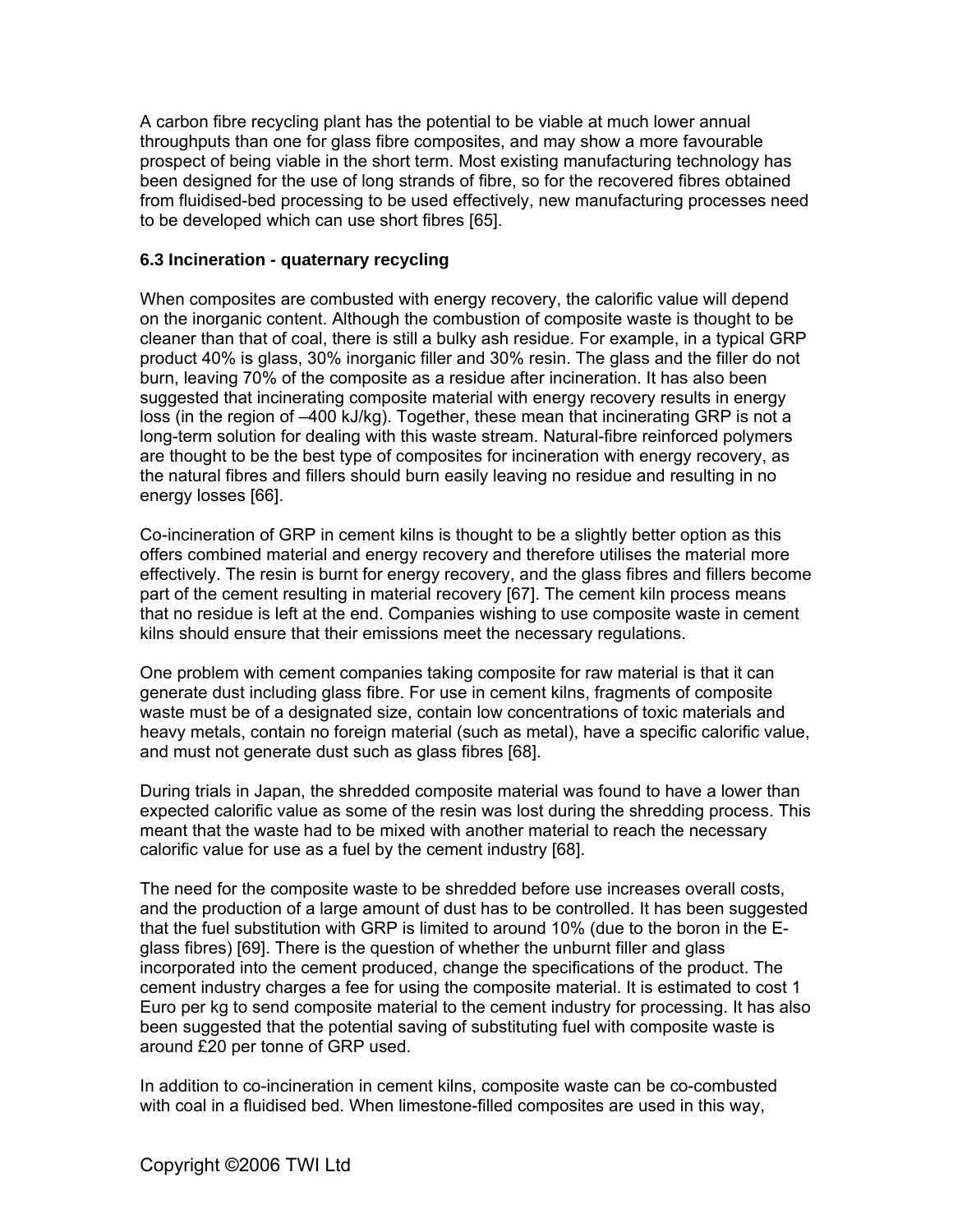A carbon fibre recycling plant has the potential to be viable at much lower annual throughputs than one for glass fibre composites, and may show a more favourable prospect of being viable in the short term. Most existing manufacturing technology has been designed for the use of long strands of fibre, so for the recovered fibres obtained from fluidised-bed processing to be used effectively, new manufacturing processes need to be developed which can use short fibres [65].

### 6.3 Incineration - quaternary recycling

When composites are combusted with energy recovery, the calorific value will depend on the inorganic content. Although the combustion of composite waste is thought to be cleaner than that of coal, there is still a bulky ash residue. For example, in a typical GRP product 40% is glass, 30% inorganic filler and 30% resin. The glass and the filler do not burn, leaving 70% of the composite as a residue after incineration. It has also been suggested that incinerating composite material with energy recovery results in energy loss (in the region of –400 kJ/kg). Together, these mean that incinerating GRP is not a long-term solution for dealing with this waste stream. Natural-fibre reinforced polymers are thought to be the best type of composites for incineration with energy recovery, as the natural fibres and fillers should burn easily leaving no residue and resulting in no energy losses [66].

Co-incineration of GRP in cement kilns is thought to be a slightly better option as this offers combined material and energy recovery and therefore utilises the material more effectively. The resin is burnt for energy recovery, and the glass fibres and fillers become part of the cement resulting in material recovery [67]. The cement kiln process means that no residue is left at the end. Companies wishing to use composite waste in cement kilns should ensure that their emissions meet the necessary regulations.

One problem with cement companies taking composite for raw material is that it can generate dust including glass fibre. For use in cement kilns, fragments of composite waste must be of a designated size, contain low concentrations of toxic materials and heavy metals, contain no foreign material (such as metal), have a specific calorific value, and must not generate dust such as glass fibres [68].

During trials in Japan, the shredded composite material was found to have a lower than expected calorific value as some of the resin was lost during the shredding process. This meant that the waste had to be mixed with another material to reach the necessary calorific value for use as a fuel by the cement industry [68].

The need for the composite waste to be shredded before use increases overall costs, and the production of a large amount of dust has to be controlled. It has been suggested that the fuel substitution with GRP is limited to around 10% (due to the boron in the E-glass fibres) [69]. There is the question of whether the unburnt filler and glass incorporated into the cement produced, change the specifications of the product. The cement industry charges a fee for using the composite material. It is estimated to cost 1 Euro per kg to send composite material to the cement industry for processing. It has also been suggested that the potential saving of substituting fuel with composite waste is around £20 per tonne of GRP used.

In addition to co-incineration in cement kilns, composite waste can be co-combusted with coal in a fluidised bed. When limestone-filled composites are used in this way,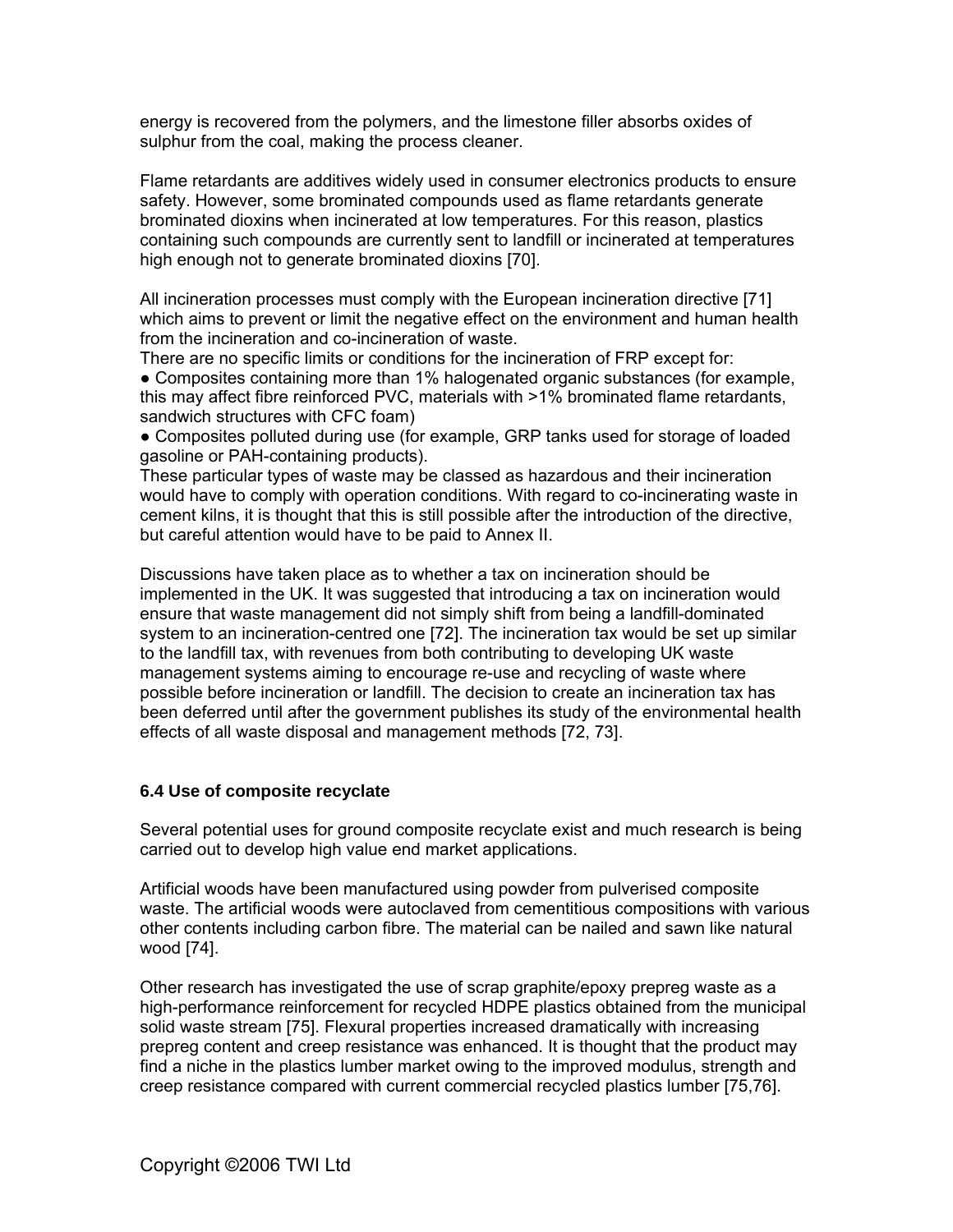energy is recovered from the polymers, and the limestone filler absorbs oxides of sulphur from the coal, making the process cleaner.

Flame retardants are additives widely used in consumer electronics products to ensure safety. However, some brominated compounds used as flame retardants generate brominated dioxins when incinerated at low temperatures. For this reason, plastics containing such compounds are currently sent to landfill or incinerated at temperatures high enough not to generate brominated dioxins [70].

All incineration processes must comply with the European incineration directive [71] which aims to prevent or limit the negative effect on the environment and human health from the incineration and co-incineration of waste.

There are no specific limits or conditions for the incineration of FRP except for:

- Composites containing more than 1% halogenated organic substances (for example, this may affect fibre reinforced PVC, materials with >1% brominated flame retardants, sandwich structures with CFC foam)
- Composites polluted during use (for example, GRP tanks used for storage of loaded gasoline or PAH-containing products).

These particular types of waste may be classed as hazardous and their incineration would have to comply with operation conditions. With regard to co-incinerating waste in cement kilns, it is thought that this is still possible after the introduction of the directive, but careful attention would have to be paid to Annex II.

Discussions have taken place as to whether a tax on incineration should be implemented in the UK. It was suggested that introducing a tax on incineration would ensure that waste management did not simply shift from being a landfill-dominated system to an incineration-centred one [72]. The incineration tax would be set up similar to the landfill tax, with revenues from both contributing to developing UK waste management systems aiming to encourage re-use and recycling of waste where possible before incineration or landfill. The decision to create an incineration tax has been deferred until after the government publishes its study of the environmental health effects of all waste disposal and management methods [72, 73].

### 6.4 Use of composite recyclate

Several potential uses for ground composite recyclate exist and much research is being carried out to develop high value end market applications.

Artificial woods have been manufactured using powder from pulverised composite waste. The artificial woods were autoclaved from cementitious compositions with various other contents including carbon fibre. The material can be nailed and sawn like natural wood [74].

Other research has investigated the use of scrap graphite/epoxy prepreg waste as a high-performance reinforcement for recycled HDPE plastics obtained from the municipal solid waste stream [75]. Flexural properties increased dramatically with increasing prepreg content and creep resistance was enhanced. It is thought that the product may find a niche in the plastics lumber market owing to the improved modulus, strength and creep resistance compared with current commercial recycled plastics lumber [75,76].

Copyright ©2006 TWI Ltd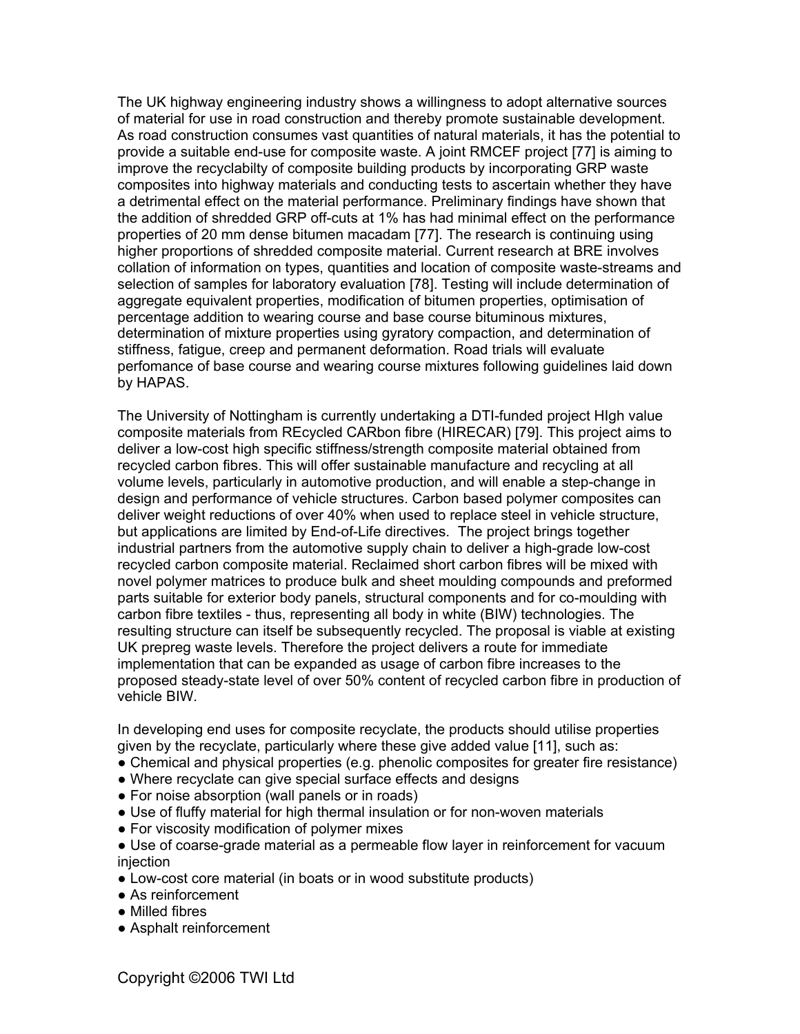The UK highway engineering industry shows a willingness to adopt alternative sources of material for use in road construction and thereby promote sustainable development. As road construction consumes vast quantities of natural materials, it has the potential to provide a suitable end-use for composite waste. A joint RMCEF project [77] is aiming to improve the recyclabilty of composite building products by incorporating GRP waste composites into highway materials and conducting tests to ascertain whether they have a detrimental effect on the material performance. Preliminary findings have shown that the addition of shredded GRP off-cuts at 1% has had minimal effect on the performance properties of 20 mm dense bitumen macadam [77]. The research is continuing using higher proportions of shredded composite material. Current research at BRE involves collation of information on types, quantities and location of composite waste-streams and selection of samples for laboratory evaluation [78]. Testing will include determination of aggregate equivalent properties, modification of bitumen properties, optimisation of percentage addition to wearing course and base course bituminous mixtures, determination of mixture properties using gyratory compaction, and determination of stiffness, fatigue, creep and permanent deformation. Road trials will evaluate perfomance of base course and wearing course mixtures following guidelines laid down by HAPAS.

The University of Nottingham is currently undertaking a DTI-funded project HIgh value composite materials from REcycled CARbon fibre (HIRECAR) [79]. This project aims to deliver a low-cost high specific stiffness/strength composite material obtained from recycled carbon fibres. This will offer sustainable manufacture and recycling at all volume levels, particularly in automotive production, and will enable a step-change in design and performance of vehicle structures. Carbon based polymer composites can deliver weight reductions of over 40% when used to replace steel in vehicle structure, but applications are limited by End-of-Life directives. The project brings together industrial partners from the automotive supply chain to deliver a high-grade low-cost recycled carbon composite material. Reclaimed short carbon fibres will be mixed with novel polymer matrices to produce bulk and sheet moulding compounds and preformed parts suitable for exterior body panels, structural components and for co-moulding with carbon fibre textiles - thus, representing all body in white (BIW) technologies. The resulting structure can itself be subsequently recycled. The proposal is viable at existing UK prepreg waste levels. Therefore the project delivers a route for immediate implementation that can be expanded as usage of carbon fibre increases to the proposed steady-state level of over 50% content of recycled carbon fibre in production of vehicle BIW.

In developing end uses for composite recyclate, the products should utilise properties given by the recyclate, particularly where these give added value [11], such as:

- Chemical and physical properties (e.g. phenolic composites for greater fire resistance)
- Where recyclate can give special surface effects and designs
- For noise absorption (wall panels or in roads)
- Use of fluffy material for high thermal insulation or for non-woven materials
- For viscosity modification of polymer mixes
- Use of coarse-grade material as a permeable flow layer in reinforcement for vacuum injection
- Low-cost core material (in boats or in wood substitute products)
- As reinforcement
- Milled fibres
- Asphalt reinforcement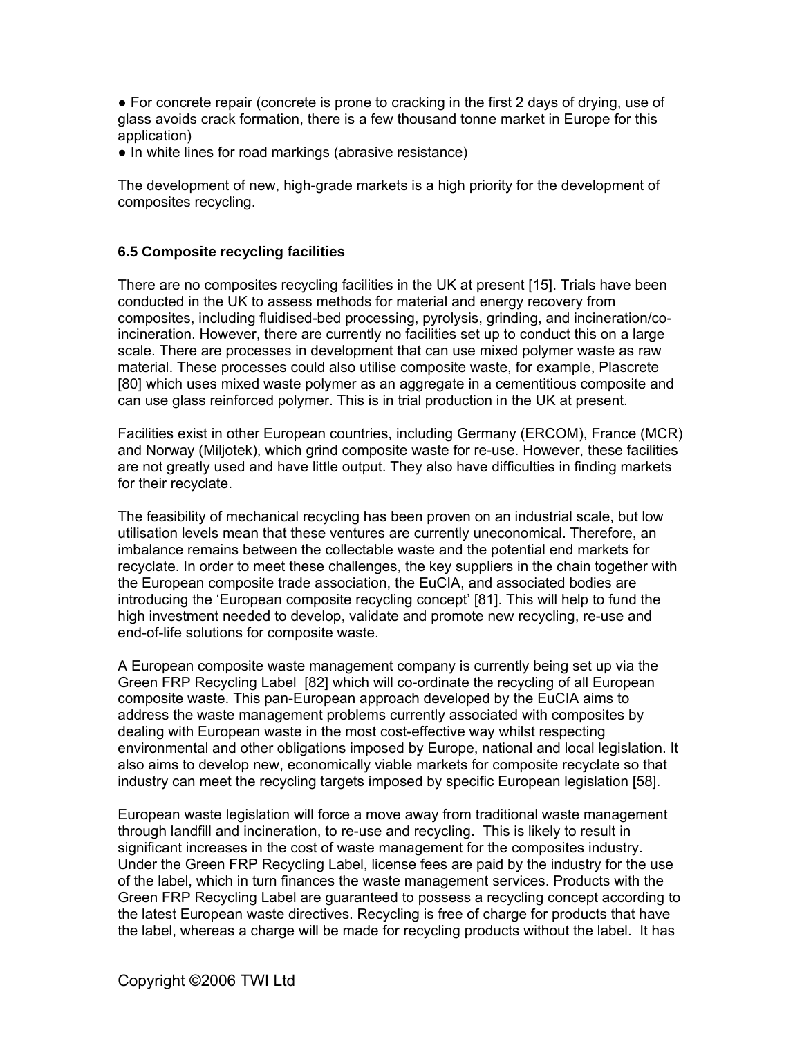- For concrete repair (concrete is prone to cracking in the first 2 days of drying, use of glass avoids crack formation, there is a few thousand tonne market in Europe for this application)
- In white lines for road markings (abrasive resistance)

The development of new, high-grade markets is a high priority for the development of composites recycling.

### 6.5 Composite recycling facilities

There are no composites recycling facilities in the UK at present [15]. Trials have been conducted in the UK to assess methods for material and energy recovery from composites, including fluidised-bed processing, pyrolysis, grinding, and incineration/co-incineration. However, there are currently no facilities set up to conduct this on a large scale. There are processes in development that can use mixed polymer waste as raw material. These processes could also utilise composite waste, for example, Plascrete [80] which uses mixed waste polymer as an aggregate in a cementitious composite and can use glass reinforced polymer. This is in trial production in the UK at present.

Facilities exist in other European countries, including Germany (ERCOM), France (MCR) and Norway (Miljotek), which grind composite waste for re-use. However, these facilities are not greatly used and have little output. They also have difficulties in finding markets for their recyclate.

The feasibility of mechanical recycling has been proven on an industrial scale, but low utilisation levels mean that these ventures are currently uneconomical. Therefore, an imbalance remains between the collectable waste and the potential end markets for recyclate. In order to meet these challenges, the key suppliers in the chain together with the European composite trade association, the EuCIA, and associated bodies are introducing the 'European composite recycling concept' [81]. This will help to fund the high investment needed to develop, validate and promote new recycling, re-use and end-of-life solutions for composite waste.

A European composite waste management company is currently being set up via the Green FRP Recycling Label [82] which will co-ordinate the recycling of all European composite waste. This pan-European approach developed by the EuCIA aims to address the waste management problems currently associated with composites by dealing with European waste in the most cost-effective way whilst respecting environmental and other obligations imposed by Europe, national and local legislation. It also aims to develop new, economically viable markets for composite recyclate so that industry can meet the recycling targets imposed by specific European legislation [58].

European waste legislation will force a move away from traditional waste management through landfill and incineration, to re-use and recycling. This is likely to result in significant increases in the cost of waste management for the composites industry. Under the Green FRP Recycling Label, license fees are paid by the industry for the use of the label, which in turn finances the waste management services. Products with the Green FRP Recycling Label are guaranteed to possess a recycling concept according to the latest European waste directives. Recycling is free of charge for products that have the label, whereas a charge will be made for recycling products without the label. It has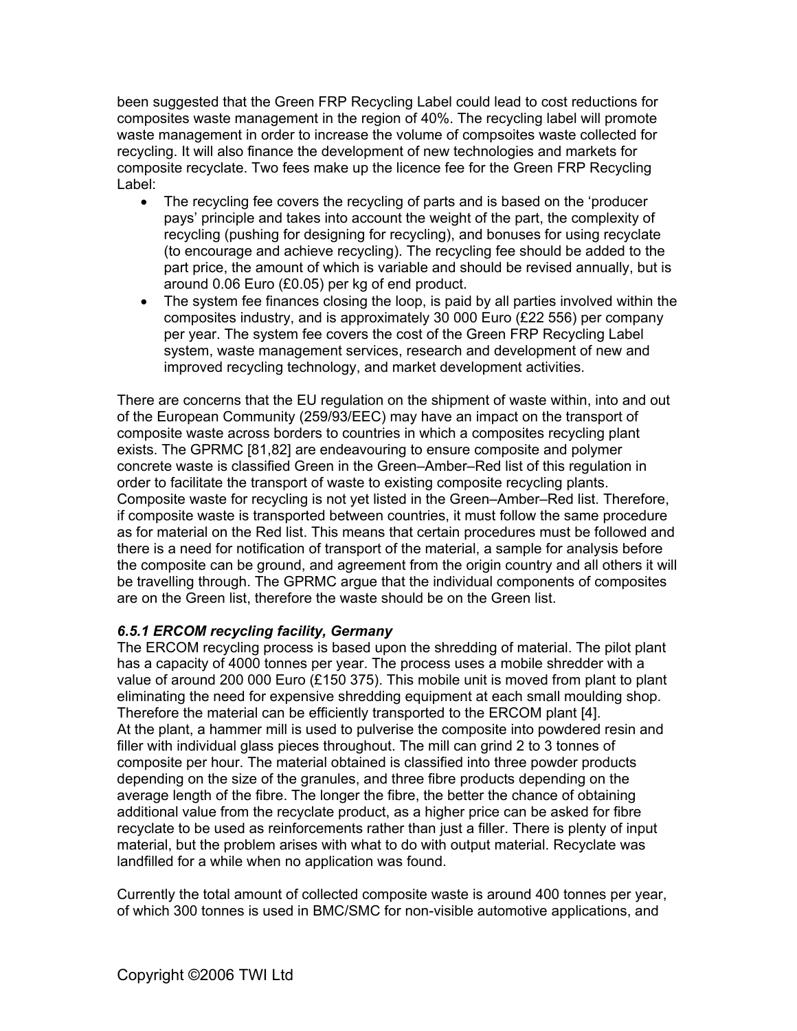been suggested that the Green FRP Recycling Label could lead to cost reductions for composites waste management in the region of 40%. The recycling label will promote waste management in order to increase the volume of compsoites waste collected for recycling. It will also finance the development of new technologies and markets for composite recyclate. Two fees make up the licence fee for the Green FRP Recycling Label:

- The recycling fee covers the recycling of parts and is based on the 'producer pays' principle and takes into account the weight of the part, the complexity of recycling (pushing for designing for recycling), and bonuses for using recyclate (to encourage and achieve recycling). The recycling fee should be added to the part price, the amount of which is variable and should be revised annually, but is around 0.06 Euro (£0.05) per kg of end product.
- The system fee finances closing the loop, is paid by all parties involved within the composites industry, and is approximately 30 000 Euro (£22 556) per company per year. The system fee covers the cost of the Green FRP Recycling Label system, waste management services, research and development of new and improved recycling technology, and market development activities.

There are concerns that the EU regulation on the shipment of waste within, into and out of the European Community (259/93/EEC) may have an impact on the transport of composite waste across borders to countries in which a composites recycling plant exists. The GPRMC [81,82] are endeavouring to ensure composite and polymer concrete waste is classified Green in the Green–Amber–Red list of this regulation in order to facilitate the transport of waste to existing composite recycling plants. Composite waste for recycling is not yet listed in the Green–Amber–Red list. Therefore, if composite waste is transported between countries, it must follow the same procedure as for material on the Red list. This means that certain procedures must be followed and there is a need for notification of transport of the material, a sample for analysis before the composite can be ground, and agreement from the origin country and all others it will be travelling through. The GPRMC argue that the individual components of composites are on the Green list, therefore the waste should be on the Green list.

#### *6.5.1 ERCOM recycling facility, Germany*

The ERCOM recycling process is based upon the shredding of material. The pilot plant has a capacity of 4000 tonnes per year. The process uses a mobile shredder with a value of around 200 000 Euro (£150 375). This mobile unit is moved from plant to plant eliminating the need for expensive shredding equipment at each small moulding shop. Therefore the material can be efficiently transported to the ERCOM plant [4].
At the plant, a hammer mill is used to pulverise the composite into powdered resin and filler with individual glass pieces throughout. The mill can grind 2 to 3 tonnes of composite per hour. The material obtained is classified into three powder products depending on the size of the granules, and three fibre products depending on the average length of the fibre. The longer the fibre, the better the chance of obtaining additional value from the recyclate product, as a higher price can be asked for fibre recyclate to be used as reinforcements rather than just a filler. There is plenty of input material, but the problem arises with what to do with output material. Recyclate was landfilled for a while when no application was found.

Currently the total amount of collected composite waste is around 400 tonnes per year, of which 300 tonnes is used in BMC/SMC for non-visible automotive applications, and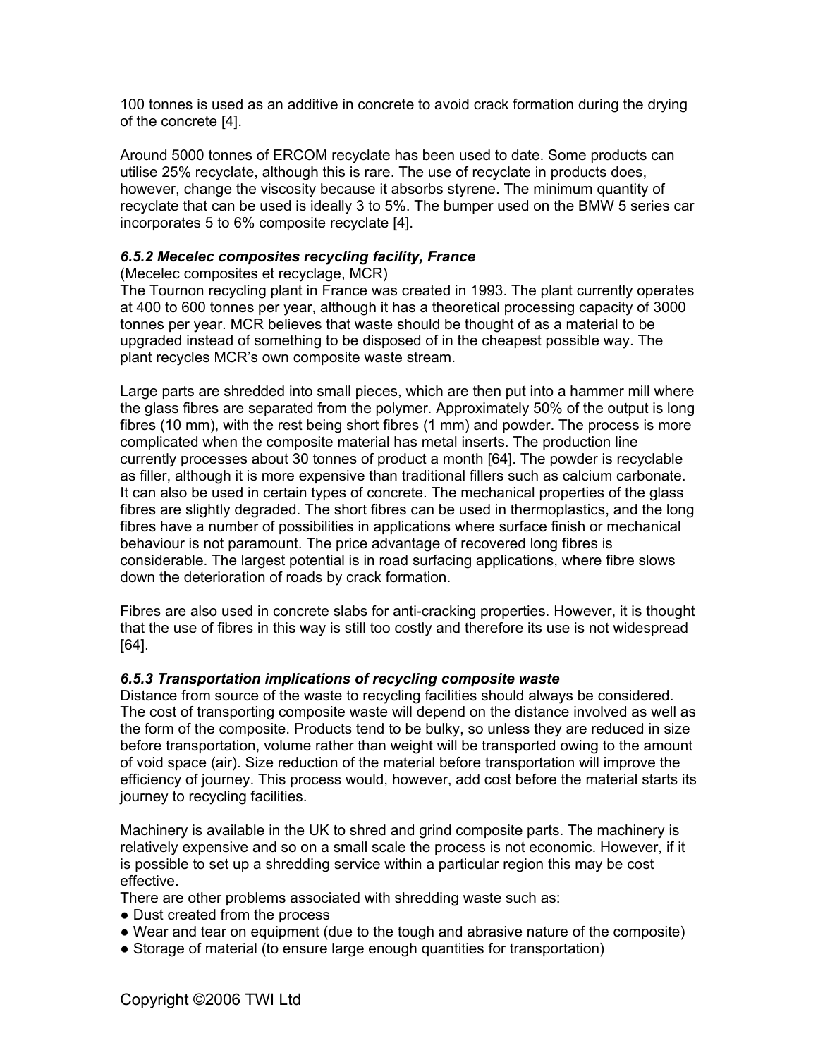100 tonnes is used as an additive in concrete to avoid crack formation during the drying of the concrete [4].

Around 5000 tonnes of ERCOM recyclate has been used to date. Some products can utilise 25% recyclate, although this is rare. The use of recyclate in products does, however, change the viscosity because it absorbs styrene. The minimum quantity of recyclate that can be used is ideally 3 to 5%. The bumper used on the BMW 5 series car incorporates 5 to 6% composite recyclate [4].

### *6.5.2 Mecelec composites recycling facility, France*

(Mecelec composites et recyclage, MCR)

The Tournon recycling plant in France was created in 1993. The plant currently operates at 400 to 600 tonnes per year, although it has a theoretical processing capacity of 3000 tonnes per year. MCR believes that waste should be thought of as a material to be upgraded instead of something to be disposed of in the cheapest possible way. The plant recycles MCR's own composite waste stream.

Large parts are shredded into small pieces, which are then put into a hammer mill where the glass fibres are separated from the polymer. Approximately 50% of the output is long fibres (10 mm), with the rest being short fibres (1 mm) and powder. The process is more complicated when the composite material has metal inserts. The production line currently processes about 30 tonnes of product a month [64]. The powder is recyclable as filler, although it is more expensive than traditional fillers such as calcium carbonate. It can also be used in certain types of concrete. The mechanical properties of the glass fibres are slightly degraded. The short fibres can be used in thermoplastics, and the long fibres have a number of possibilities in applications where surface finish or mechanical behaviour is not paramount. The price advantage of recovered long fibres is considerable. The largest potential is in road surfacing applications, where fibre slows down the deterioration of roads by crack formation.

Fibres are also used in concrete slabs for anti-cracking properties. However, it is thought that the use of fibres in this way is still too costly and therefore its use is not widespread [64].

### *6.5.3 Transportation implications of recycling composite waste*

Distance from source of the waste to recycling facilities should always be considered. The cost of transporting composite waste will depend on the distance involved as well as the form of the composite. Products tend to be bulky, so unless they are reduced in size before transportation, volume rather than weight will be transported owing to the amount of void space (air). Size reduction of the material before transportation will improve the efficiency of journey. This process would, however, add cost before the material starts its journey to recycling facilities.

Machinery is available in the UK to shred and grind composite parts. The machinery is relatively expensive and so on a small scale the process is not economic. However, if it is possible to set up a shredding service within a particular region this may be cost effective.

There are other problems associated with shredding waste such as:

- Dust created from the process
- Wear and tear on equipment (due to the tough and abrasive nature of the composite)
- Storage of material (to ensure large enough quantities for transportation)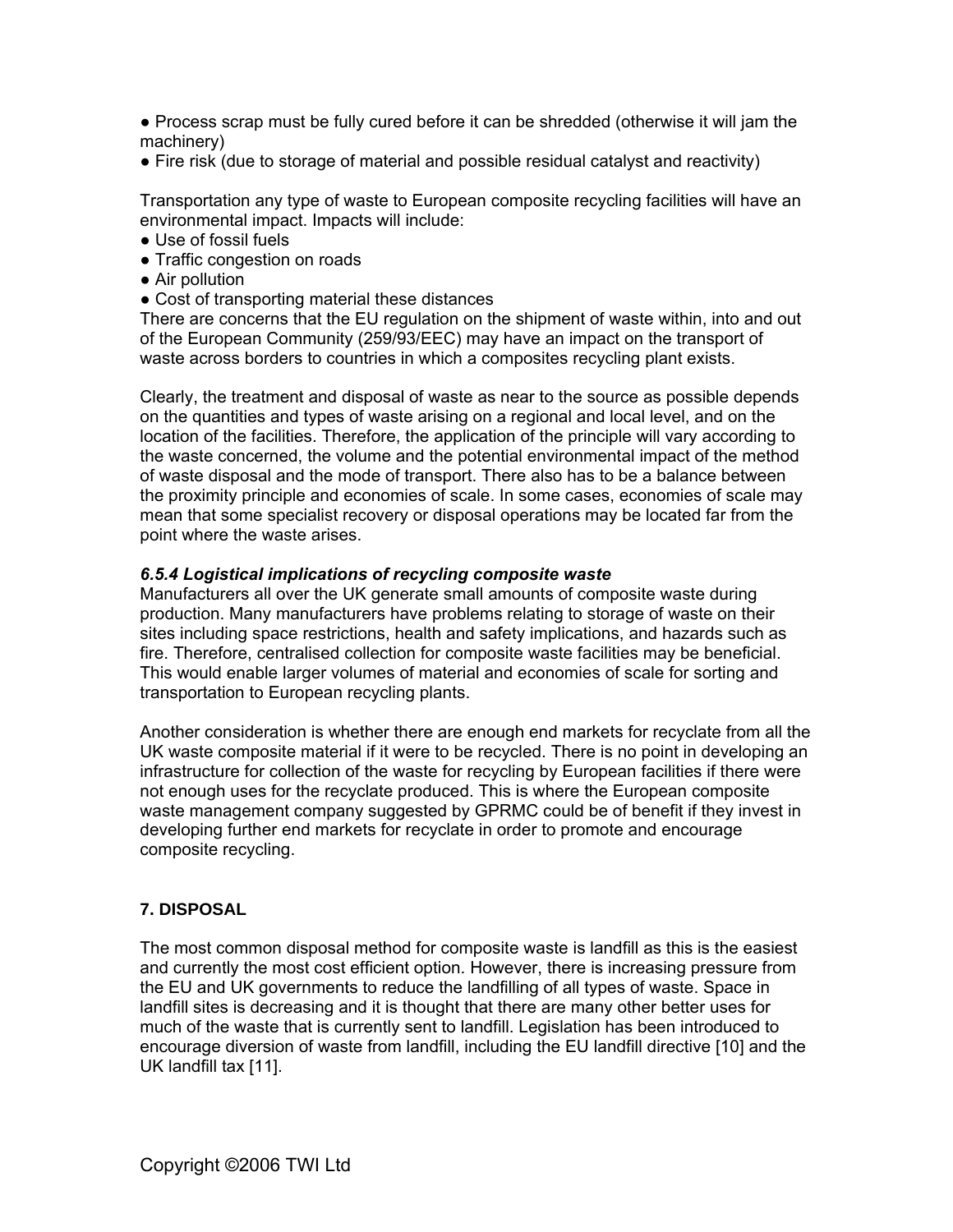- Process scrap must be fully cured before it can be shredded (otherwise it will jam the machinery)
- Fire risk (due to storage of material and possible residual catalyst and reactivity)

Transportation any type of waste to European composite recycling facilities will have an environmental impact. Impacts will include:

- Use of fossil fuels
- Traffic congestion on roads
- Air pollution
- Cost of transporting material these distances

There are concerns that the EU regulation on the shipment of waste within, into and out of the European Community (259/93/EEC) may have an impact on the transport of waste across borders to countries in which a composites recycling plant exists.

Clearly, the treatment and disposal of waste as near to the source as possible depends on the quantities and types of waste arising on a regional and local level, and on the location of the facilities. Therefore, the application of the principle will vary according to the waste concerned, the volume and the potential environmental impact of the method of waste disposal and the mode of transport. There also has to be a balance between the proximity principle and economies of scale. In some cases, economies of scale may mean that some specialist recovery or disposal operations may be located far from the point where the waste arises.

#### *6.5.4 Logistical implications of recycling composite waste*

Manufacturers all over the UK generate small amounts of composite waste during production. Many manufacturers have problems relating to storage of waste on their sites including space restrictions, health and safety implications, and hazards such as fire. Therefore, centralised collection for composite waste facilities may be beneficial. This would enable larger volumes of material and economies of scale for sorting and transportation to European recycling plants.

Another consideration is whether there are enough end markets for recyclate from all the UK waste composite material if it were to be recycled. There is no point in developing an infrastructure for collection of the waste for recycling by European facilities if there were not enough uses for the recyclate produced. This is where the European composite waste management company suggested by GPRMC could be of benefit if they invest in developing further end markets for recyclate in order to promote and encourage composite recycling.

## 7. DISPOSAL

The most common disposal method for composite waste is landfill as this is the easiest and currently the most cost efficient option. However, there is increasing pressure from the EU and UK governments to reduce the landfilling of all types of waste. Space in landfill sites is decreasing and it is thought that there are many other better uses for much of the waste that is currently sent to landfill. Legislation has been introduced to encourage diversion of waste from landfill, including the EU landfill directive [10] and the UK landfill tax [11].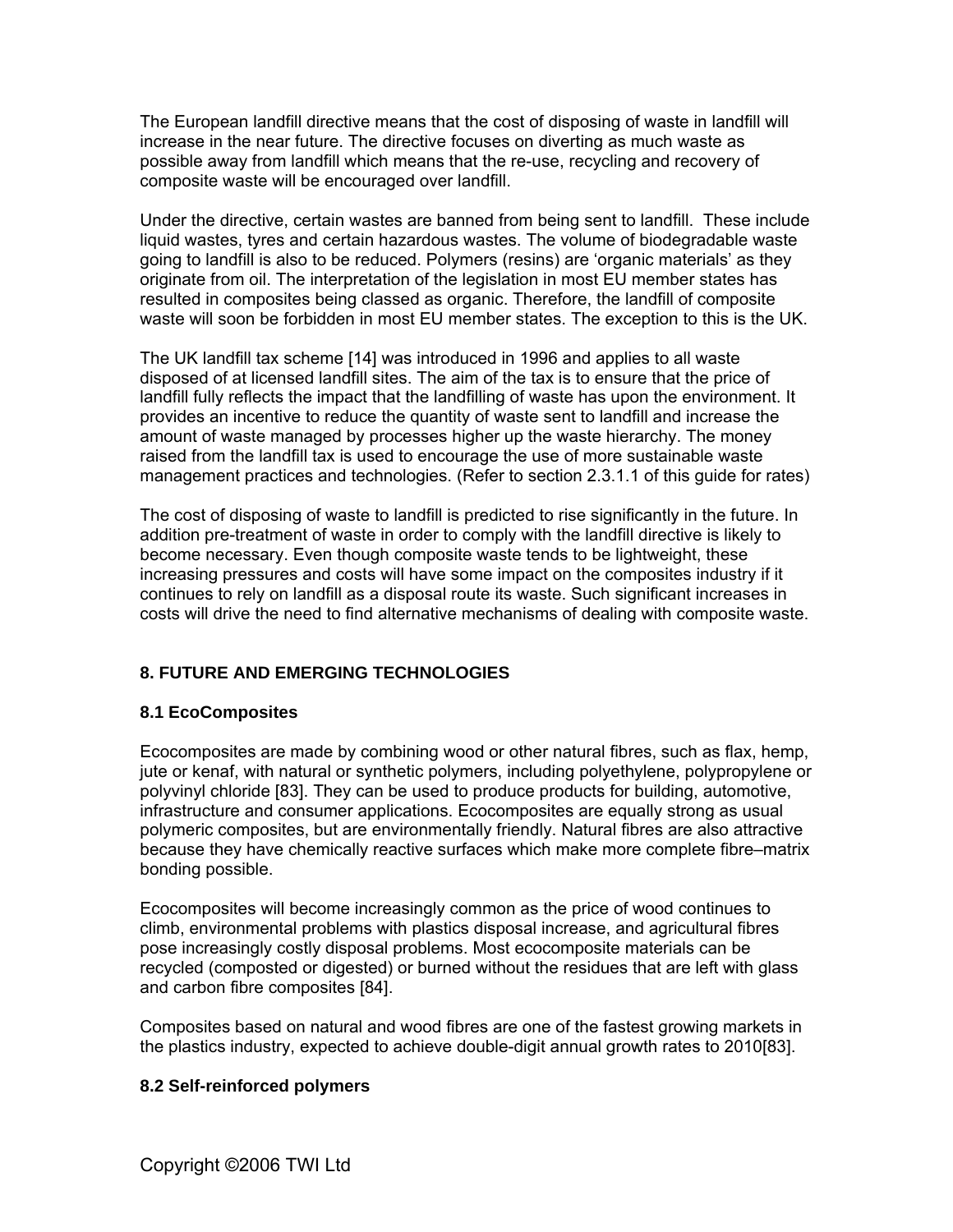The European landfill directive means that the cost of disposing of waste in landfill will increase in the near future. The directive focuses on diverting as much waste as possible away from landfill which means that the re-use, recycling and recovery of composite waste will be encouraged over landfill.

Under the directive, certain wastes are banned from being sent to landfill. These include liquid wastes, tyres and certain hazardous wastes. The volume of biodegradable waste going to landfill is also to be reduced. Polymers (resins) are 'organic materials' as they originate from oil. The interpretation of the legislation in most EU member states has resulted in composites being classed as organic. Therefore, the landfill of composite waste will soon be forbidden in most EU member states. The exception to this is the UK.

The UK landfill tax scheme [14] was introduced in 1996 and applies to all waste disposed of at licensed landfill sites. The aim of the tax is to ensure that the price of landfill fully reflects the impact that the landfilling of waste has upon the environment. It provides an incentive to reduce the quantity of waste sent to landfill and increase the amount of waste managed by processes higher up the waste hierarchy. The money raised from the landfill tax is used to encourage the use of more sustainable waste management practices and technologies. (Refer to section 2.3.1.1 of this guide for rates)

The cost of disposing of waste to landfill is predicted to rise significantly in the future. In addition pre-treatment of waste in order to comply with the landfill directive is likely to become necessary. Even though composite waste tends to be lightweight, these increasing pressures and costs will have some impact on the composites industry if it continues to rely on landfill as a disposal route its waste. Such significant increases in costs will drive the need to find alternative mechanisms of dealing with composite waste.

## 8. FUTURE AND EMERGING TECHNOLOGIES

### 8.1 EcoComposites

Ecocomposites are made by combining wood or other natural fibres, such as flax, hemp, jute or kenaf, with natural or synthetic polymers, including polyethylene, polypropylene or polyvinyl chloride [83]. They can be used to produce products for building, automotive, infrastructure and consumer applications. Ecocomposites are equally strong as usual polymeric composites, but are environmentally friendly. Natural fibres are also attractive because they have chemically reactive surfaces which make more complete fibre–matrix bonding possible.

Ecocomposites will become increasingly common as the price of wood continues to climb, environmental problems with plastics disposal increase, and agricultural fibres pose increasingly costly disposal problems. Most ecocomposite materials can be recycled (composted or digested) or burned without the residues that are left with glass and carbon fibre composites [84].

Composites based on natural and wood fibres are one of the fastest growing markets in the plastics industry, expected to achieve double-digit annual growth rates to 2010[83].

### 8.2 Self-reinforced polymers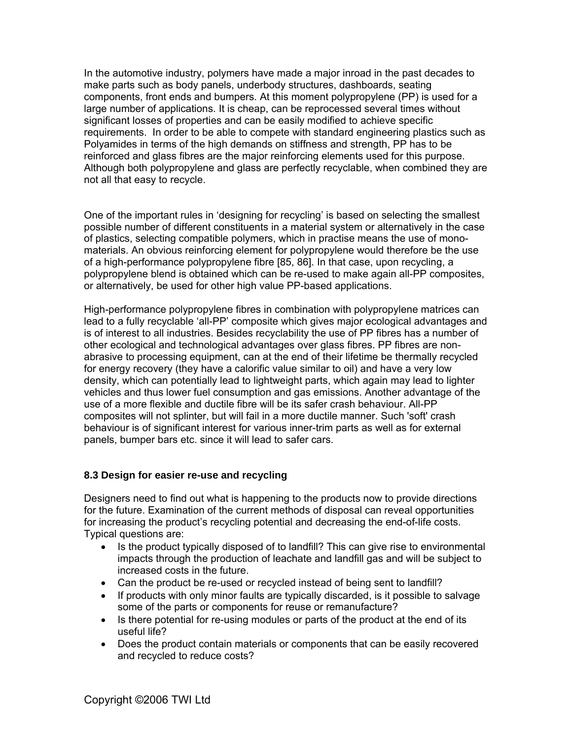In the automotive industry, polymers have made a major inroad in the past decades to make parts such as body panels, underbody structures, dashboards, seating components, front ends and bumpers. At this moment polypropylene (PP) is used for a large number of applications. It is cheap, can be reprocessed several times without significant losses of properties and can be easily modified to achieve specific requirements. In order to be able to compete with standard engineering plastics such as Polyamides in terms of the high demands on stiffness and strength, PP has to be reinforced and glass fibres are the major reinforcing elements used for this purpose. Although both polypropylene and glass are perfectly recyclable, when combined they are not all that easy to recycle.

One of the important rules in 'designing for recycling' is based on selecting the smallest possible number of different constituents in a material system or alternatively in the case of plastics, selecting compatible polymers, which in practise means the use of mono-materials. An obvious reinforcing element for polypropylene would therefore be the use of a high-performance polypropylene fibre [85, 86]. In that case, upon recycling, a polypropylene blend is obtained which can be re-used to make again all-PP composites, or alternatively, be used for other high value PP-based applications.

High-performance polypropylene fibres in combination with polypropylene matrices can lead to a fully recyclable 'all-PP' composite which gives major ecological advantages and is of interest to all industries. Besides recyclability the use of PP fibres has a number of other ecological and technological advantages over glass fibres. PP fibres are non-abrasive to processing equipment, can at the end of their lifetime be thermally recycled for energy recovery (they have a calorific value similar to oil) and have a very low density, which can potentially lead to lightweight parts, which again may lead to lighter vehicles and thus lower fuel consumption and gas emissions. Another advantage of the use of a more flexible and ductile fibre will be its safer crash behaviour. All-PP composites will not splinter, but will fail in a more ductile manner. Such 'soft' crash behaviour is of significant interest for various inner-trim parts as well as for external panels, bumper bars etc. since it will lead to safer cars.

### 8.3 Design for easier re-use and recycling

Designers need to find out what is happening to the products now to provide directions for the future. Examination of the current methods of disposal can reveal opportunities for increasing the product's recycling potential and decreasing the end-of-life costs. Typical questions are:

- Is the product typically disposed of to landfill? This can give rise to environmental impacts through the production of leachate and landfill gas and will be subject to increased costs in the future.
- Can the product be re-used or recycled instead of being sent to landfill?
- If products with only minor faults are typically discarded, is it possible to salvage some of the parts or components for reuse or remanufacture?
- Is there potential for re-using modules or parts of the product at the end of its useful life?
- Does the product contain materials or components that can be easily recovered and recycled to reduce costs?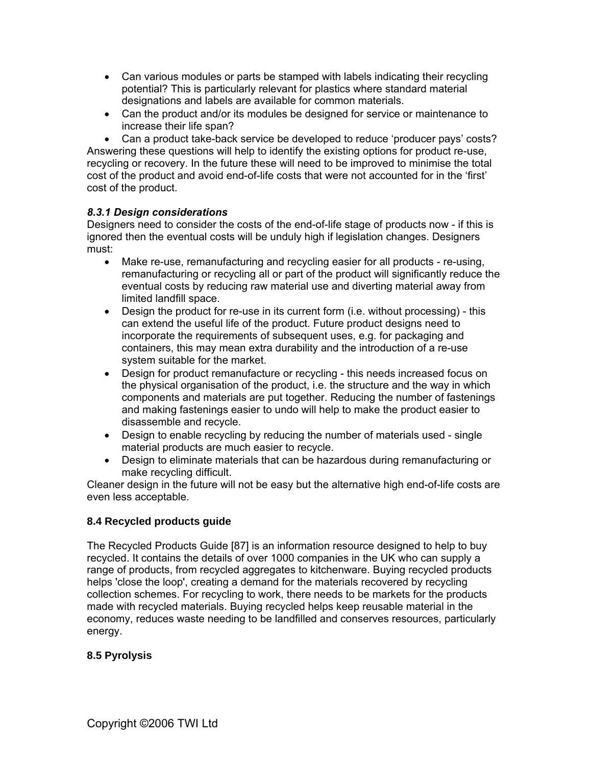- Can various modules or parts be stamped with labels indicating their recycling potential? This is particularly relevant for plastics where standard material designations and labels are available for common materials.
- Can the product and/or its modules be designed for service or maintenance to increase their life span?
- Can a product take-back service be developed to reduce 'producer pays' costs?

Answering these questions will help to identify the existing options for product re-use, recycling or recovery. In the future these will need to be improved to minimise the total cost of the product and avoid end-of-life costs that were not accounted for in the 'first' cost of the product.

### *8.3.1 Design considerations*

Designers need to consider the costs of the end-of-life stage of products now - if this is ignored then the eventual costs will be unduly high if legislation changes. Designers must:

- Make re-use, remanufacturing and recycling easier for all products - re-using, remanufacturing or recycling all or part of the product will significantly reduce the eventual costs by reducing raw material use and diverting material away from limited landfill space.
- Design the product for re-use in its current form (i.e. without processing) - this can extend the useful life of the product. Future product designs need to incorporate the requirements of subsequent uses, e.g. for packaging and containers, this may mean extra durability and the introduction of a re-use system suitable for the market.
- Design for product remanufacture or recycling - this needs increased focus on the physical organisation of the product, i.e. the structure and the way in which components and materials are put together. Reducing the number of fastenings and making fastenings easier to undo will help to make the product easier to disassemble and recycle.
- Design to enable recycling by reducing the number of materials used - single material products are much easier to recycle.
- Design to eliminate materials that can be hazardous during remanufacturing or make recycling difficult.

Cleaner design in the future will not be easy but the alternative high end-of-life costs are even less acceptable.

## 8.4 Recycled products guide

The Recycled Products Guide [87] is an information resource designed to help to buy recycled. It contains the details of over 1000 companies in the UK who can supply a range of products, from recycled aggregates to kitchenware. Buying recycled products helps 'close the loop', creating a demand for the materials recovered by recycling collection schemes. For recycling to work, there needs to be markets for the products made with recycled materials. Buying recycled helps keep reusable material in the economy, reduces waste needing to be landfilled and conserves resources, particularly energy.

## 8.5 Pyrolysis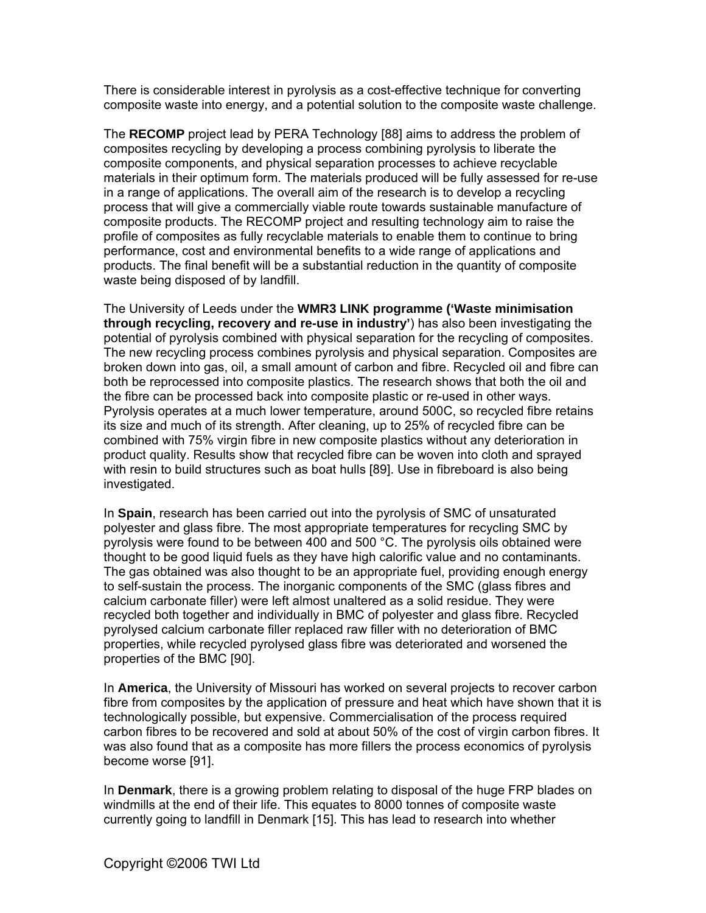There is considerable interest in pyrolysis as a cost-effective technique for converting composite waste into energy, and a potential solution to the composite waste challenge.

The **RECOMP** project lead by PERA Technology [88] aims to address the problem of composites recycling by developing a process combining pyrolysis to liberate the composite components, and physical separation processes to achieve recyclable materials in their optimum form. The materials produced will be fully assessed for re-use in a range of applications. The overall aim of the research is to develop a recycling process that will give a commercially viable route towards sustainable manufacture of composite products. The RECOMP project and resulting technology aim to raise the profile of composites as fully recyclable materials to enable them to continue to bring performance, cost and environmental benefits to a wide range of applications and products. The final benefit will be a substantial reduction in the quantity of composite waste being disposed of by landfill.

The University of Leeds under the **WMR3 LINK programme ('Waste minimisation through recycling, recovery and re-use in industry'**) has also been investigating the potential of pyrolysis combined with physical separation for the recycling of composites. The new recycling process combines pyrolysis and physical separation. Composites are broken down into gas, oil, a small amount of carbon and fibre. Recycled oil and fibre can both be reprocessed into composite plastics. The research shows that both the oil and the fibre can be processed back into composite plastic or re-used in other ways. Pyrolysis operates at a much lower temperature, around 500C, so recycled fibre retains its size and much of its strength. After cleaning, up to 25% of recycled fibre can be combined with 75% virgin fibre in new composite plastics without any deterioration in product quality. Results show that recycled fibre can be woven into cloth and sprayed with resin to build structures such as boat hulls [89]. Use in fibreboard is also being investigated.

In **Spain**, research has been carried out into the pyrolysis of SMC of unsaturated polyester and glass fibre. The most appropriate temperatures for recycling SMC by pyrolysis were found to be between 400 and 500 °C. The pyrolysis oils obtained were thought to be good liquid fuels as they have high calorific value and no contaminants. The gas obtained was also thought to be an appropriate fuel, providing enough energy to self-sustain the process. The inorganic components of the SMC (glass fibres and calcium carbonate filler) were left almost unaltered as a solid residue. They were recycled both together and individually in BMC of polyester and glass fibre. Recycled pyrolysed calcium carbonate filler replaced raw filler with no deterioration of BMC properties, while recycled pyrolysed glass fibre was deteriorated and worsened the properties of the BMC [90].

In **America**, the University of Missouri has worked on several projects to recover carbon fibre from composites by the application of pressure and heat which have shown that it is technologically possible, but expensive. Commercialisation of the process required carbon fibres to be recovered and sold at about 50% of the cost of virgin carbon fibres. It was also found that as a composite has more fillers the process economics of pyrolysis become worse [91].

In **Denmark**, there is a growing problem relating to disposal of the huge FRP blades on windmills at the end of their life. This equates to 8000 tonnes of composite waste currently going to landfill in Denmark [15]. This has lead to research into whether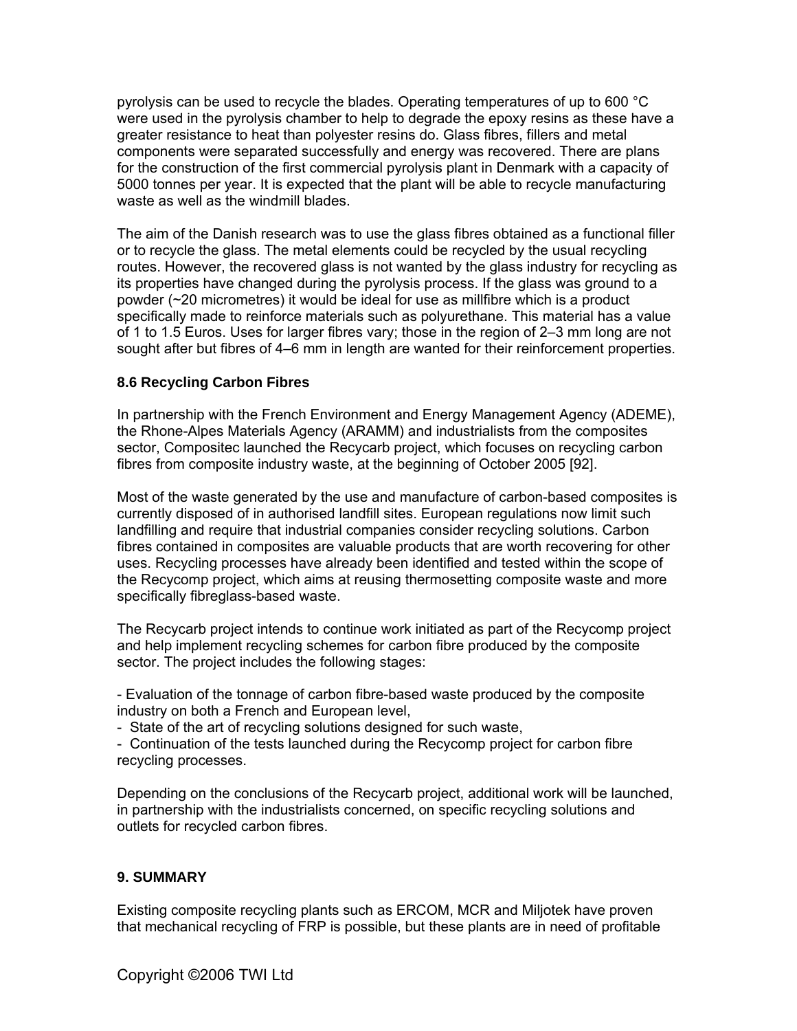pyrolysis can be used to recycle the blades. Operating temperatures of up to 600 °C were used in the pyrolysis chamber to help to degrade the epoxy resins as these have a greater resistance to heat than polyester resins do. Glass fibres, fillers and metal components were separated successfully and energy was recovered. There are plans for the construction of the first commercial pyrolysis plant in Denmark with a capacity of 5000 tonnes per year. It is expected that the plant will be able to recycle manufacturing waste as well as the windmill blades.

The aim of the Danish research was to use the glass fibres obtained as a functional filler or to recycle the glass. The metal elements could be recycled by the usual recycling routes. However, the recovered glass is not wanted by the glass industry for recycling as its properties have changed during the pyrolysis process. If the glass was ground to a powder (~20 micrometres) it would be ideal for use as millfibre which is a product specifically made to reinforce materials such as polyurethane. This material has a value of 1 to 1.5 Euros. Uses for larger fibres vary; those in the region of 2–3 mm long are not sought after but fibres of 4–6 mm in length are wanted for their reinforcement properties.

### 8.6 Recycling Carbon Fibres

In partnership with the French Environment and Energy Management Agency (ADEME), the Rhone-Alpes Materials Agency (ARAMM) and industrialists from the composites sector, Compositec launched the Recycarb project, which focuses on recycling carbon fibres from composite industry waste, at the beginning of October 2005 [92].

Most of the waste generated by the use and manufacture of carbon-based composites is currently disposed of in authorised landfill sites. European regulations now limit such landfilling and require that industrial companies consider recycling solutions. Carbon fibres contained in composites are valuable products that are worth recovering for other uses. Recycling processes have already been identified and tested within the scope of the Recycomp project, which aims at reusing thermosetting composite waste and more specifically fibreglass-based waste.

The Recycarb project intends to continue work initiated as part of the Recycomp project and help implement recycling schemes for carbon fibre produced by the composite sector. The project includes the following stages:

- Evaluation of the tonnage of carbon fibre-based waste produced by the composite industry on both a French and European level,
- State of the art of recycling solutions designed for such waste,
- Continuation of the tests launched during the Recycomp project for carbon fibre recycling processes.

Depending on the conclusions of the Recycarb project, additional work will be launched, in partnership with the industrialists concerned, on specific recycling solutions and outlets for recycled carbon fibres.

## 9. SUMMARY

Existing composite recycling plants such as ERCOM, MCR and Miljotek have proven that mechanical recycling of FRP is possible, but these plants are in need of profitable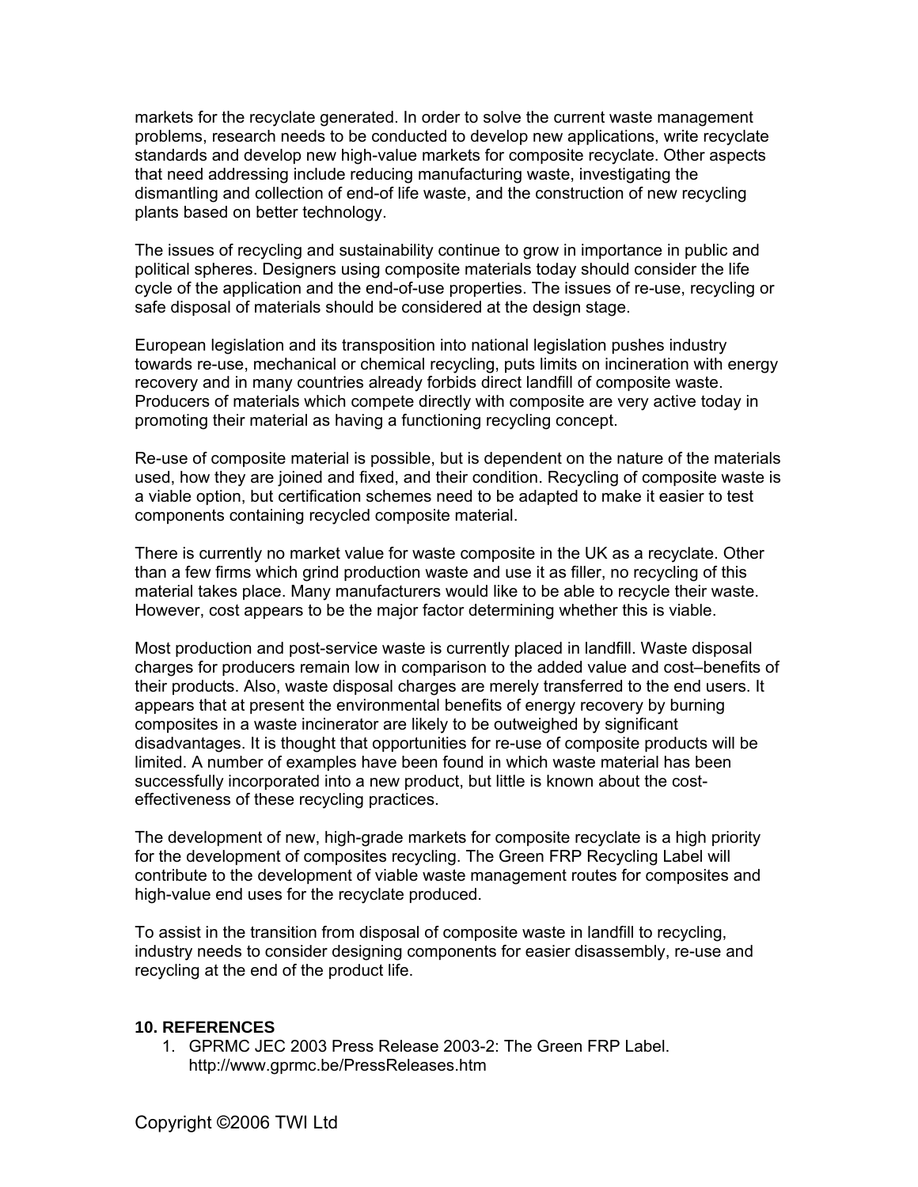markets for the recyclate generated. In order to solve the current waste management problems, research needs to be conducted to develop new applications, write recyclate standards and develop new high-value markets for composite recyclate. Other aspects that need addressing include reducing manufacturing waste, investigating the dismantling and collection of end-of life waste, and the construction of new recycling plants based on better technology.

The issues of recycling and sustainability continue to grow in importance in public and political spheres. Designers using composite materials today should consider the life cycle of the application and the end-of-use properties. The issues of re-use, recycling or safe disposal of materials should be considered at the design stage.

European legislation and its transposition into national legislation pushes industry towards re-use, mechanical or chemical recycling, puts limits on incineration with energy recovery and in many countries already forbids direct landfill of composite waste. Producers of materials which compete directly with composite are very active today in promoting their material as having a functioning recycling concept.

Re-use of composite material is possible, but is dependent on the nature of the materials used, how they are joined and fixed, and their condition. Recycling of composite waste is a viable option, but certification schemes need to be adapted to make it easier to test components containing recycled composite material.

There is currently no market value for waste composite in the UK as a recyclate. Other than a few firms which grind production waste and use it as filler, no recycling of this material takes place. Many manufacturers would like to be able to recycle their waste. However, cost appears to be the major factor determining whether this is viable.

Most production and post-service waste is currently placed in landfill. Waste disposal charges for producers remain low in comparison to the added value and cost–benefits of their products. Also, waste disposal charges are merely transferred to the end users. It appears that at present the environmental benefits of energy recovery by burning composites in a waste incinerator are likely to be outweighed by significant disadvantages. It is thought that opportunities for re-use of composite products will be limited. A number of examples have been found in which waste material has been successfully incorporated into a new product, but little is known about the cost-effectiveness of these recycling practices.

The development of new, high-grade markets for composite recyclate is a high priority for the development of composites recycling. The Green FRP Recycling Label will contribute to the development of viable waste management routes for composites and high-value end uses for the recyclate produced.

To assist in the transition from disposal of composite waste in landfill to recycling, industry needs to consider designing components for easier disassembly, re-use and recycling at the end of the product life.

## 10. REFERENCES

1. GPRMC JEC 2003 Press Release 2003-2: The Green FRP Label. http://www.gprmc.be/PressReleases.htm

Copyright ©2006 TWI Ltd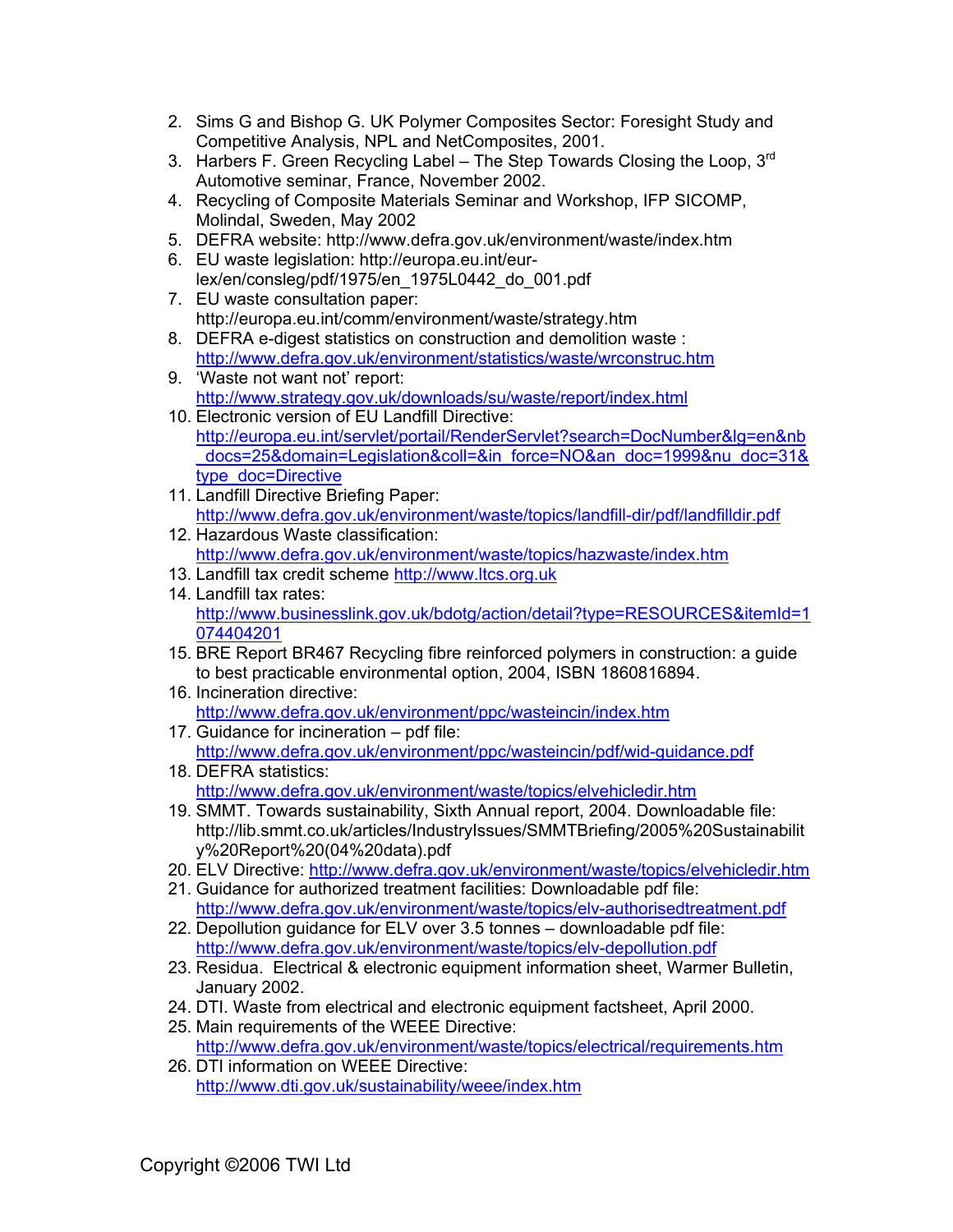2. Sims G and Bishop G. UK Polymer Composites Sector: Foresight Study and Competitive Analysis, NPL and NetComposites, 2001.
3. Harbers F. Green Recycling Label – The Step Towards Closing the Loop, 3rd Automotive seminar, France, November 2002.
4. Recycling of Composite Materials Seminar and Workshop, IFP SICOMP, Molindal, Sweden, May 2002
5. DEFRA website: http://www.defra.gov.uk/environment/waste/index.htm
6. EU waste legislation: http://europa.eu.int/eur-lex/en/consleg/pdf/1975/en_1975L0442_do_001.pdf
7. EU waste consultation paper: http://europa.eu.int/comm/environment/waste/strategy.htm
8. DEFRA e-digest statistics on construction and demolition waste : http://www.defra.gov.uk/environment/statistics/waste/wrconstruc.htm
9. 'Waste not want not' report: http://www.strategy.gov.uk/downloads/su/waste/report/index.html
10. Electronic version of EU Landfill Directive: http://europa.eu.int/servlet/portail/RenderServlet?search=DocNumber&lg=en&nb_docs=25&domain=Legislation&coll=&in_force=NO&an_doc=1999&nu_doc=31&type_doc=Directive
11. Landfill Directive Briefing Paper: http://www.defra.gov.uk/environment/waste/topics/landfill-dir/pdf/landfilldir.pdf
12. Hazardous Waste classification: http://www.defra.gov.uk/environment/waste/topics/hazwaste/index.htm
13. Landfill tax credit scheme http://www.ltcs.org.uk
14. Landfill tax rates: http://www.businesslink.gov.uk/bdotg/action/detail?type=RESOURCES&itemId=1074404201
15. BRE Report BR467 Recycling fibre reinforced polymers in construction: a guide to best practicable environmental option, 2004, ISBN 1860816894.
16. Incineration directive: http://www.defra.gov.uk/environment/ppc/wasteincin/index.htm
17. Guidance for incineration – pdf file: http://www.defra.gov.uk/environment/ppc/wasteincin/pdf/wid-guidance.pdf
18. DEFRA statistics: http://www.defra.gov.uk/environment/waste/topics/elvehicledir.htm
19. SMMT. Towards sustainability, Sixth Annual report, 2004. Downloadable file: http://lib.smmt.co.uk/articles/IndustryIssues/SMMTBriefing/2005%20Sustainability%20Report%20(04%20data).pdf
20. ELV Directive: http://www.defra.gov.uk/environment/waste/topics/elvehicledir.htm
21. Guidance for authorized treatment facilities: Downloadable pdf file: http://www.defra.gov.uk/environment/waste/topics/elv-authorisedtreatment.pdf
22. Depollution guidance for ELV over 3.5 tonnes – downloadable pdf file: http://www.defra.gov.uk/environment/waste/topics/elv-depollution.pdf
23. Residua. Electrical & electronic equipment information sheet, Warmer Bulletin, January 2002.
24. DTI. Waste from electrical and electronic equipment factsheet, April 2000.
25. Main requirements of the WEEE Directive: http://www.defra.gov.uk/environment/waste/topics/electrical/requirements.htm
26. DTI information on WEEE Directive: http://www.dti.gov.uk/sustainability/weee/index.htm

Copyright ©2006 TWI Ltd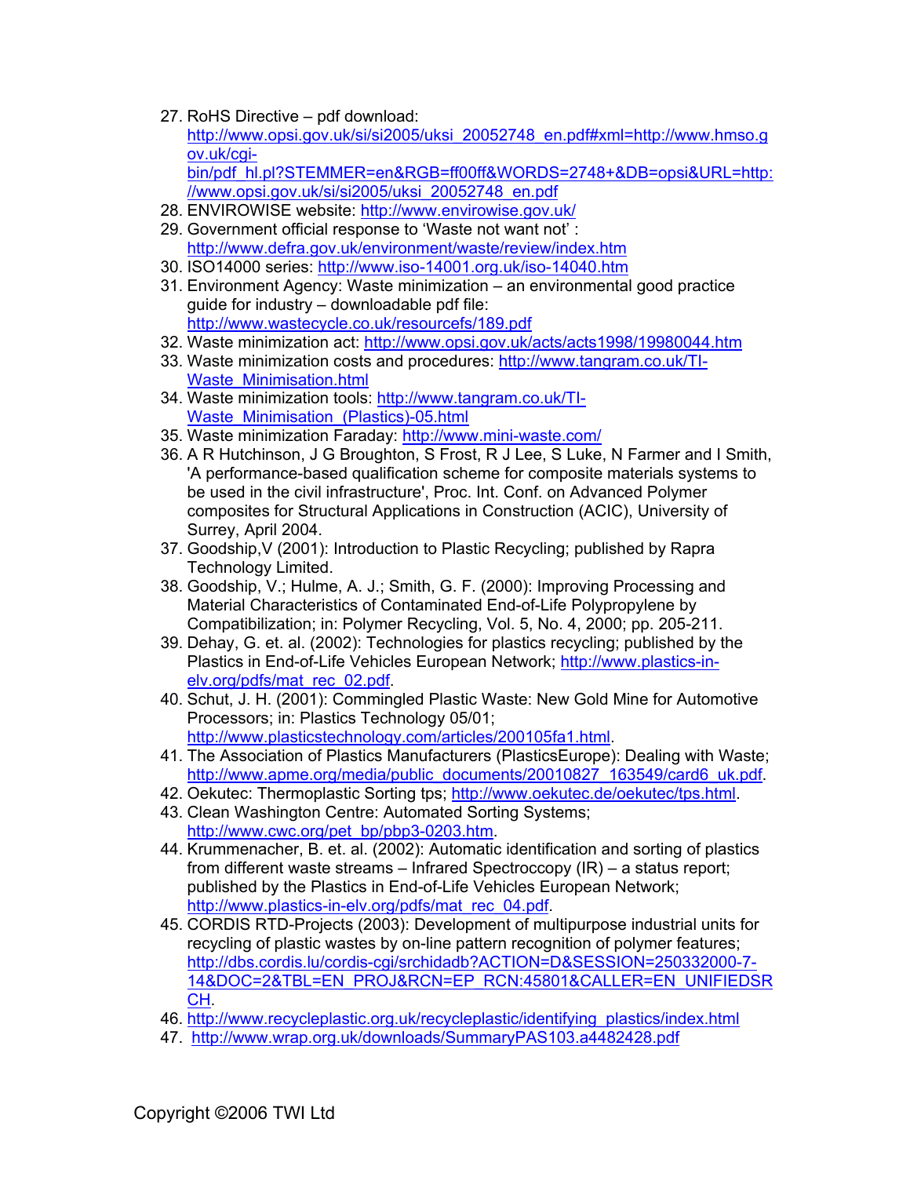27. RoHS Directive – pdf download: http://www.opsi.gov.uk/si/si2005/uksi_20052748_en.pdf#xml=http://www.hmso.gov.uk/cgi-bin/pdf_hl.pl?STEMMER=en&RGB=ff00ff&WORDS=2748+&DB=opsi&URL=http://www.opsi.gov.uk/si/si2005/uksi_20052748_en.pdf
28. ENVIROWISE website: http://www.envirowise.gov.uk/
29. Government official response to 'Waste not want not' : http://www.defra.gov.uk/environment/waste/review/index.htm
30. ISO14000 series: http://www.iso-14001.org.uk/iso-14040.htm
31. Environment Agency: Waste minimization – an environmental good practice guide for industry – downloadable pdf file: http://www.wastecycle.co.uk/resourcefs/189.pdf
32. Waste minimization act: http://www.opsi.gov.uk/acts/acts1998/19980044.htm
33. Waste minimization costs and procedures: http://www.tangram.co.uk/TI-Waste_Minimisation.html
34. Waste minimization tools: http://www.tangram.co.uk/TI-Waste_Minimisation_(Plastics)-05.html
35. Waste minimization Faraday: http://www.mini-waste.com/
36. A R Hutchinson, J G Broughton, S Frost, R J Lee, S Luke, N Farmer and I Smith, 'A performance-based qualification scheme for composite materials systems to be used in the civil infrastructure', Proc. Int. Conf. on Advanced Polymer composites for Structural Applications in Construction (ACIC), University of Surrey, April 2004.
37. Goodship,V (2001): Introduction to Plastic Recycling; published by Rapra Technology Limited.
38. Goodship, V.; Hulme, A. J.; Smith, G. F. (2000): Improving Processing and Material Characteristics of Contaminated End-of-Life Polypropylene by Compatibilization; in: Polymer Recycling, Vol. 5, No. 4, 2000; pp. 205-211.
39. Dehay, G. et. al. (2002): Technologies for plastics recycling; published by the Plastics in End-of-Life Vehicles European Network; http://www.plastics-in-elv.org/pdfs/mat_rec_02.pdf.
40. Schut, J. H. (2001): Commingled Plastic Waste: New Gold Mine for Automotive Processors; in: Plastics Technology 05/01; http://www.plasticstechnology.com/articles/200105fa1.html.
41. The Association of Plastics Manufacturers (PlasticsEurope): Dealing with Waste; http://www.apme.org/media/public_documents/20010827_163549/card6_uk.pdf.
42. Oekutec: Thermoplastic Sorting tps; http://www.oekutec.de/oekutec/tps.html.
43. Clean Washington Centre: Automated Sorting Systems; http://www.cwc.org/pet_bp/pbp3-0203.htm.
44. Krummenacher, B. et. al. (2002): Automatic identification and sorting of plastics from different waste streams – Infrared Spectroccopy (IR) – a status report; published by the Plastics in End-of-Life Vehicles European Network; http://www.plastics-in-elv.org/pdfs/mat_rec_04.pdf.
45. CORDIS RTD-Projects (2003): Development of multipurpose industrial units for recycling of plastic wastes by on-line pattern recognition of polymer features; http://dbs.cordis.lu/cordis-cgi/srchidadb?ACTION=D&SESSION=250332000-7-14&DOC=2&TBL=EN_PROJ&RCN=EP_RCN:45801&CALLER=EN_UNIFIEDSRCH.
46. http://www.recycleplastic.org.uk/recycleplastic/identifying_plastics/index.html
47. http://www.wrap.org.uk/downloads/SummaryPAS103.a4482428.pdf

Copyright ©2006 TWI Ltd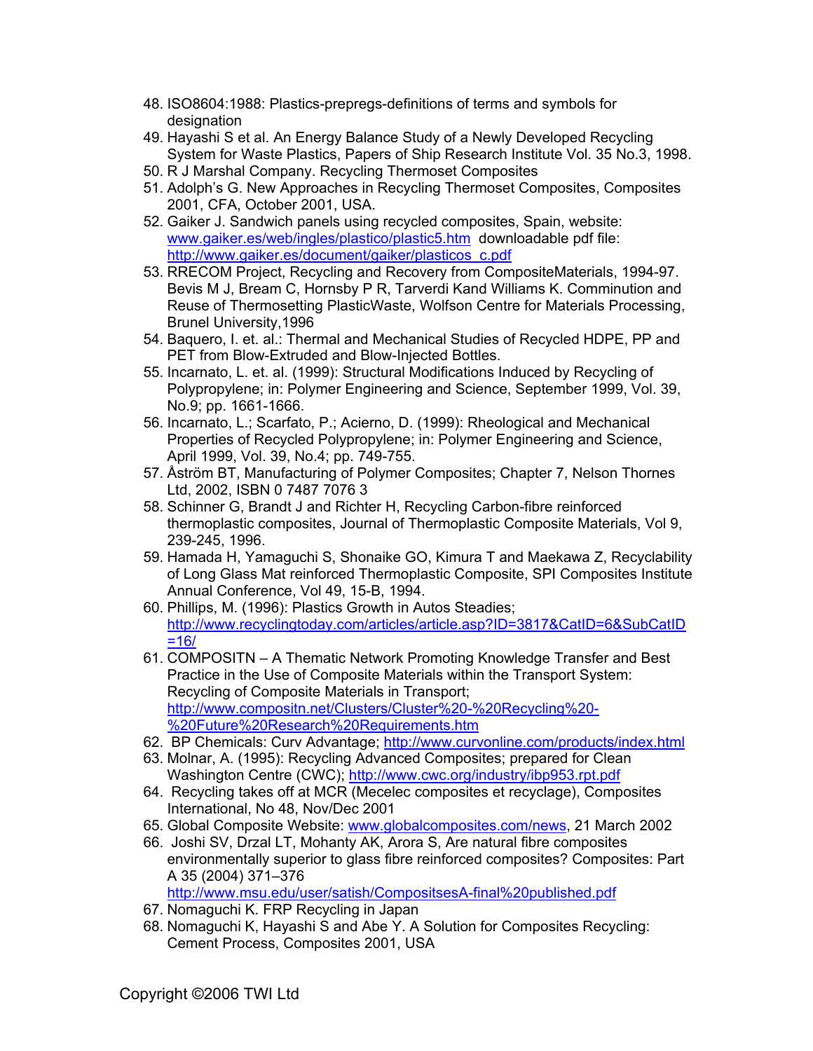48. ISO8604:1988: Plastics-prepregs-definitions of terms and symbols for designation
49. Hayashi S et al. An Energy Balance Study of a Newly Developed Recycling System for Waste Plastics, Papers of Ship Research Institute Vol. 35 No.3, 1998.
50. R J Marshal Company. Recycling Thermoset Composites
51. Adolph's G. New Approaches in Recycling Thermoset Composites, Composites 2001, CFA, October 2001, USA.
52. Gaiker J. Sandwich panels using recycled composites, Spain, website: www.gaiker.es/web/ingles/plastico/plastic5.htm downloadable pdf file: http://www.gaiker.es/document/gaiker/plasticos_c.pdf
53. RRECOM Project, Recycling and Recovery from CompositeMaterials, 1994-97. Bevis M J, Bream C, Hornsby P R, Tarverdi Kand Williams K. Comminution and Reuse of Thermosetting PlasticWaste, Wolfson Centre for Materials Processing, Brunel University,1996
54. Baquero, I. et. al.: Thermal and Mechanical Studies of Recycled HDPE, PP and PET from Blow-Extruded and Blow-Injected Bottles.
55. Incarnato, L. et. al. (1999): Structural Modifications Induced by Recycling of Polypropylene; in: Polymer Engineering and Science, September 1999, Vol. 39, No.9; pp. 1661-1666.
56. Incarnato, L.; Scarfato, P.; Acierno, D. (1999): Rheological and Mechanical Properties of Recycled Polypropylene; in: Polymer Engineering and Science, April 1999, Vol. 39, No.4; pp. 749-755.
57. Åström BT, Manufacturing of Polymer Composites; Chapter 7, Nelson Thornes Ltd, 2002, ISBN 0 7487 7076 3
58. Schinner G, Brandt J and Richter H, Recycling Carbon-fibre reinforced thermoplastic composites, Journal of Thermoplastic Composite Materials, Vol 9, 239-245, 1996.
59. Hamada H, Yamaguchi S, Shonaike GO, Kimura T and Maekawa Z, Recyclability of Long Glass Mat reinforced Thermoplastic Composite, SPI Composites Institute Annual Conference, Vol 49, 15-B, 1994.
60. Phillips, M. (1996): Plastics Growth in Autos Steadies; http://www.recyclingtoday.com/articles/article.asp?ID=3817&CatID=6&SubCatID=16/
61. COMPOSITN – A Thematic Network Promoting Knowledge Transfer and Best Practice in the Use of Composite Materials within the Transport System: Recycling of Composite Materials in Transport; http://www.compositn.net/Clusters/Cluster%20-%20Recycling%20-%20Future%20Research%20Requirements.htm
62. BP Chemicals: Curv Advantage; http://www.curvonline.com/products/index.html
63. Molnar, A. (1995): Recycling Advanced Composites; prepared for Clean Washington Centre (CWC); http://www.cwc.org/industry/ibp953.rpt.pdf
64. Recycling takes off at MCR (Mecelec composites et recyclage), Composites International, No 48, Nov/Dec 2001
65. Global Composite Website: www.globalcomposites.com/news, 21 March 2002
66. Joshi SV, Drzal LT, Mohanty AK, Arora S, Are natural fibre composites environmentally superior to glass fibre reinforced composites? Composites: Part A 35 (2004) 371–376 http://www.msu.edu/user/satish/CompositsesA-final%20published.pdf
67. Nomaguchi K. FRP Recycling in Japan
68. Nomaguchi K, Hayashi S and Abe Y. A Solution for Composites Recycling: Cement Process, Composites 2001, USA

Copyright ©2006 TWI Ltd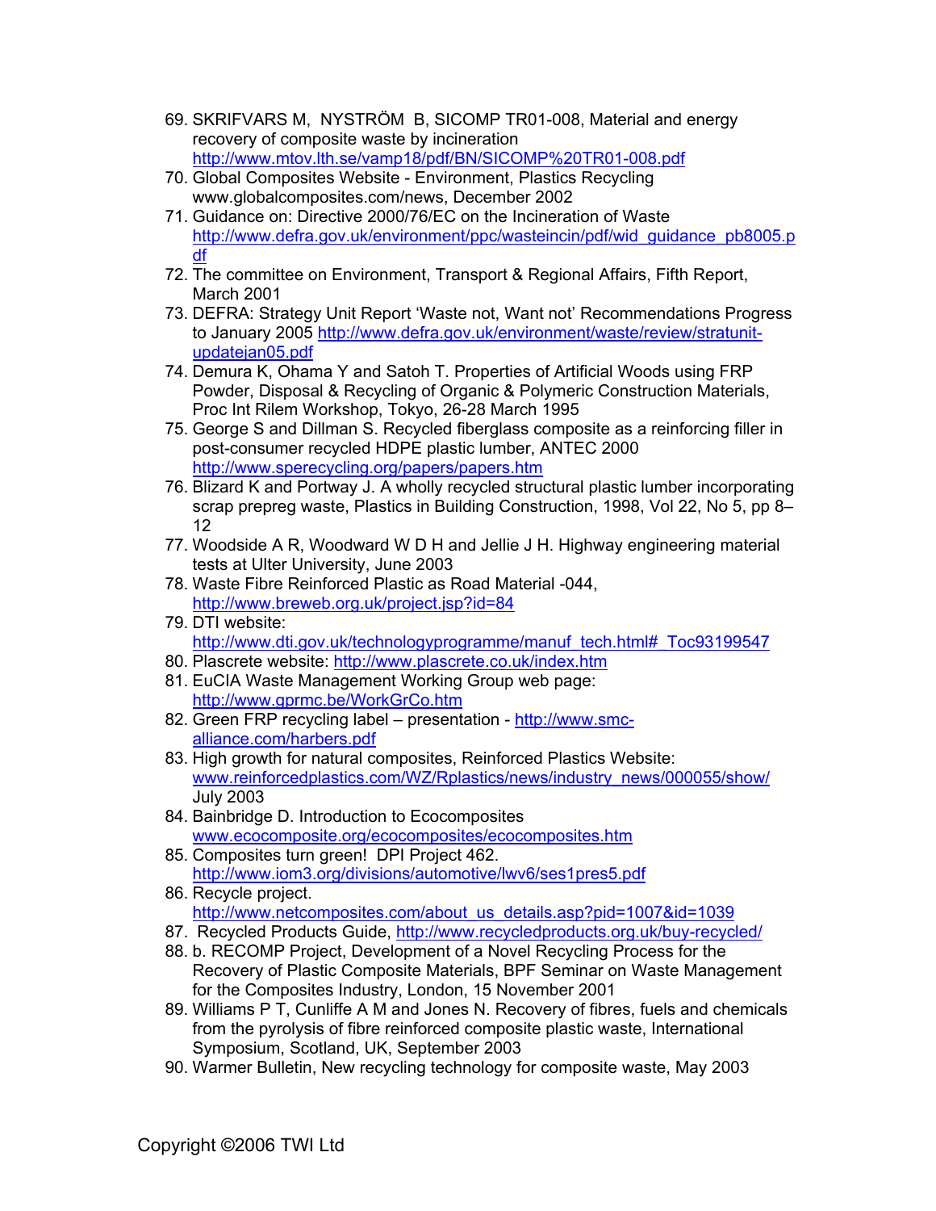69. SKRIFVARS M, NYSTRÖM B, SICOMP TR01-008, Material and energy recovery of composite waste by incineration http://www.mtov.lth.se/vamp18/pdf/BN/SICOMP%20TR01-008.pdf
70. Global Composites Website - Environment, Plastics Recycling www.globalcomposites.com/news, December 2002
71. Guidance on: Directive 2000/76/EC on the Incineration of Waste http://www.defra.gov.uk/environment/ppc/wasteincin/pdf/wid_guidance_pb8005.pdf
72. The committee on Environment, Transport & Regional Affairs, Fifth Report, March 2001
73. DEFRA: Strategy Unit Report 'Waste not, Want not' Recommendations Progress to January 2005 http://www.defra.gov.uk/environment/waste/review/stratunit-updatejan05.pdf
74. Demura K, Ohama Y and Satoh T. Properties of Artificial Woods using FRP Powder, Disposal & Recycling of Organic & Polymeric Construction Materials, Proc Int Rilem Workshop, Tokyo, 26-28 March 1995
75. George S and Dillman S. Recycled fiberglass composite as a reinforcing filler in post-consumer recycled HDPE plastic lumber, ANTEC 2000 http://www.sperecycling.org/papers/papers.htm
76. Blizard K and Portway J. A wholly recycled structural plastic lumber incorporating scrap prepreg waste, Plastics in Building Construction, 1998, Vol 22, No 5, pp 8–12
77. Woodside A R, Woodward W D H and Jellie J H. Highway engineering material tests at Ulter University, June 2003
78. Waste Fibre Reinforced Plastic as Road Material -044, http://www.breweb.org.uk/project.jsp?id=84
79. DTI website: http://www.dti.gov.uk/technologyprogramme/manuf_tech.html#_Toc93199547
80. Plascrete website: http://www.plascrete.co.uk/index.htm
81. EuCIA Waste Management Working Group web page: http://www.gprmc.be/WorkGrCo.htm
82. Green FRP recycling label – presentation - http://www.smc-alliance.com/harbers.pdf
83. High growth for natural composites, Reinforced Plastics Website: www.reinforcedplastics.com/WZ/Rplastics/news/industry_news/000055/show/ July 2003
84. Bainbridge D. Introduction to Ecocomposites www.ecocomposite.org/ecocomposites/ecocomposites.htm
85. Composites turn green! DPI Project 462. http://www.iom3.org/divisions/automotive/lwv6/ses1pres5.pdf
86. Recycle project. http://www.netcomposites.com/about_us_details.asp?pid=1007&id=1039
87. Recycled Products Guide, http://www.recycledproducts.org.uk/buy-recycled/
88. b. RECOMP Project, Development of a Novel Recycling Process for the Recovery of Plastic Composite Materials, BPF Seminar on Waste Management for the Composites Industry, London, 15 November 2001
89. Williams P T, Cunliffe A M and Jones N. Recovery of fibres, fuels and chemicals from the pyrolysis of fibre reinforced composite plastic waste, International Symposium, Scotland, UK, September 2003
90. Warmer Bulletin, New recycling technology for composite waste, May 2003

Copyright ©2006 TWI Ltd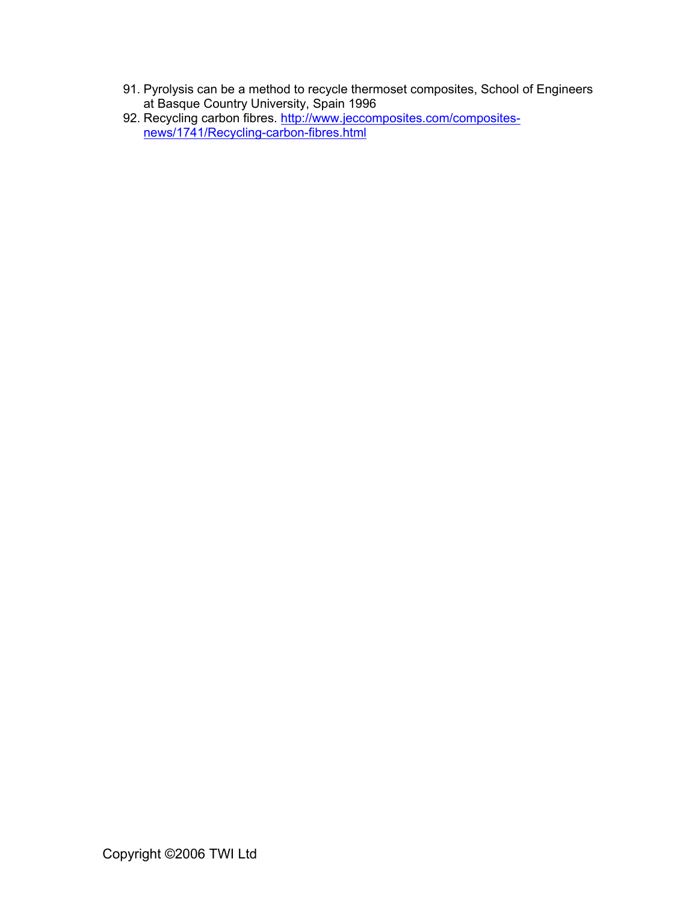91. Pyrolysis can be a method to recycle thermoset composites, School of Engineers at Basque Country University, Spain 1996
92. Recycling carbon fibres. http://www.jeccomposites.com/composites-news/1741/Recycling-carbon-fibres.html

Copyright ©2006 TWI Ltd